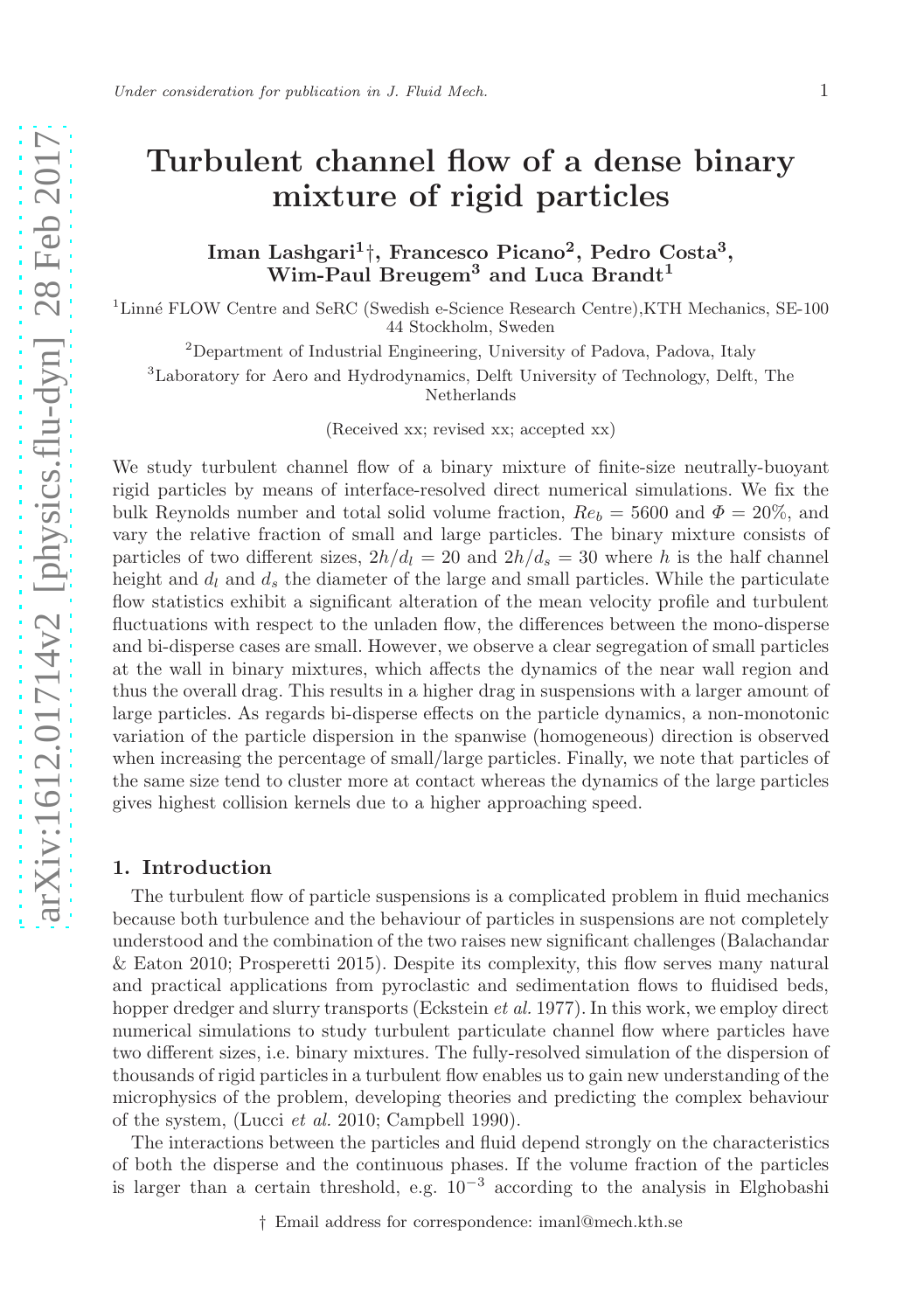*Under consideration for publication in J. Fluid Mech.*

# Turbulent channel flow of a dense binary mixture of rigid particles

**Iman Lashgari[1]†, Francesco Picano[2], Pedro Costa[3], Wim-Paul Breugem[3] and Luca Brandt[1]**

[1]Linné FLOW Centre and SeRC (Swedish e-Science Research Centre),KTH Mechanics, SE-100 44 Stockholm, Sweden

[2]Department of Industrial Engineering, University of Padova, Padova, Italy

[3]Laboratory for Aero and Hydrodynamics, Delft University of Technology, Delft, The Netherlands

(Received xx; revised xx; accepted xx)

We study turbulent channel flow of a binary mixture of finite-size neutrally-buoyant rigid particles by means of interface-resolved direct numerical simulations. We fix the bulk Reynolds number and total solid volume fraction, $Re_b = 5600$ and $\Phi = 20\%$, and vary the relative fraction of small and large particles. The binary mixture consists of particles of two different sizes, $2h/d_l = 20$ and $2h/d_s = 30$ where $h$ is the half channel height and $d_l$ and $d_s$ the diameter of the large and small particles. While the particulate flow statistics exhibit a significant alteration of the mean velocity profile and turbulent fluctuations with respect to the unladen flow, the differences between the mono-disperse and bi-disperse cases are small. However, we observe a clear segregation of small particles at the wall in binary mixtures, which affects the dynamics of the near wall region and thus the overall drag. This results in a higher drag in suspensions with a larger amount of large particles. As regards bi-disperse effects on the particle dynamics, a non-monotonic variation of the particle dispersion in the spanwise (homogeneous) direction is observed when increasing the percentage of small/large particles. Finally, we note that particles of the same size tend to cluster more at contact whereas the dynamics of the large particles gives highest collision kernels due to a higher approaching speed.

## 1. Introduction

The turbulent flow of particle suspensions is a complicated problem in fluid mechanics because both turbulence and the behaviour of particles in suspensions are not completely understood and the combination of the two raises new significant challenges (Balachandar & Eaton 2010; Prosperetti 2015). Despite its complexity, this flow serves many natural and practical applications from pyroclastic and sedimentation flows to fluidised beds, hopper dredger and slurry transports (Eckstein *et al.* 1977). In this work, we employ direct numerical simulations to study turbulent particulate channel flow where particles have two different sizes, i.e. binary mixtures. The fully-resolved simulation of the dispersion of thousands of rigid particles in a turbulent flow enables us to gain new understanding of the microphysics of the problem, developing theories and predicting the complex behaviour of the system, (Lucci *et al.* 2010; Campbell 1990).

The interactions between the particles and fluid depend strongly on the characteristics of both the disperse and the continuous phases. If the volume fraction of the particles is larger than a certain threshold, e.g. $10^{-3}$ according to the analysis in Elghobashi

† Email address for correspondence: imanl@mech.kth.se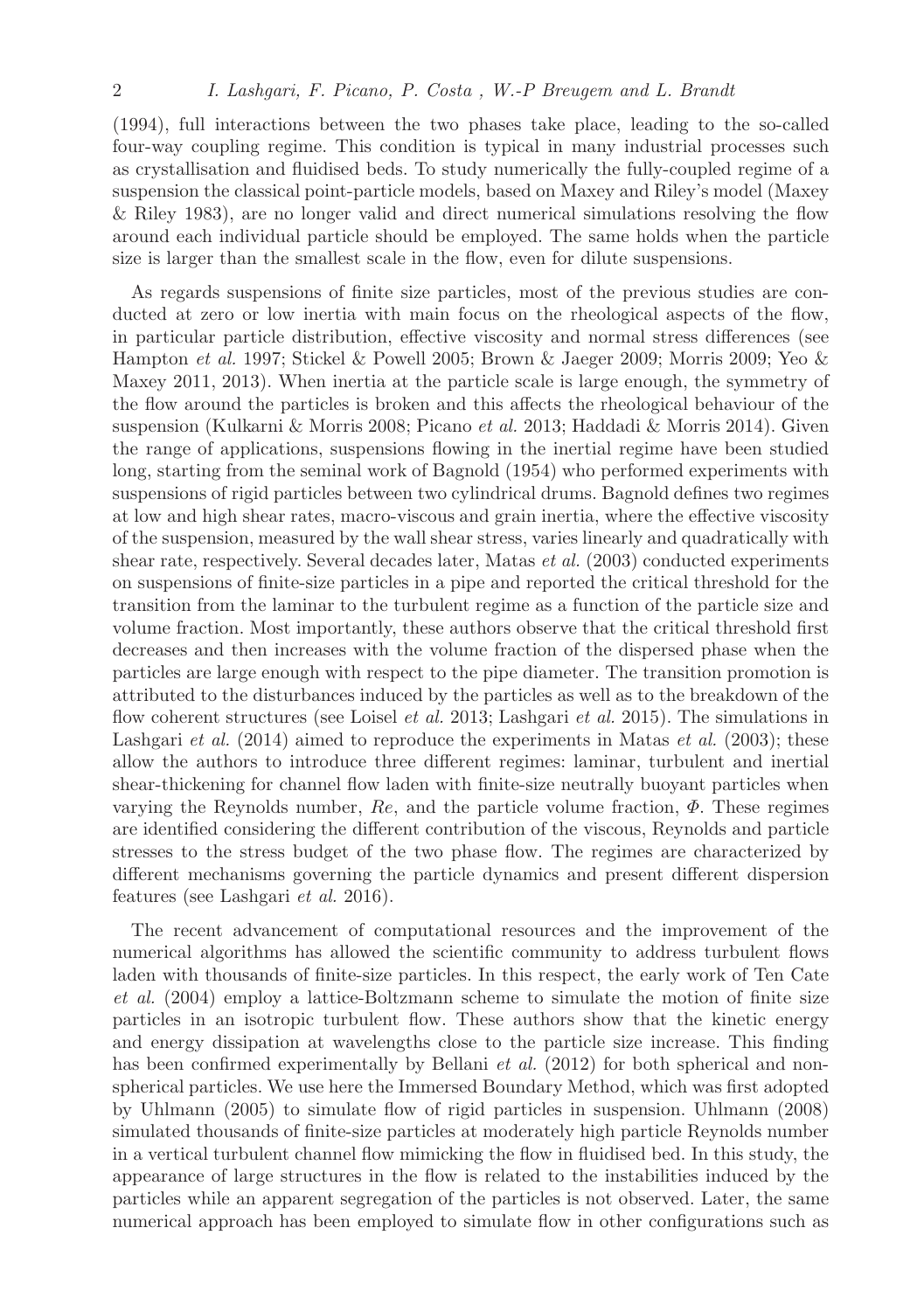(1994), full interactions between the two phases take place, leading to the so-called four-way coupling regime. This condition is typical in many industrial processes such as crystallisation and fluidised beds. To study numerically the fully-coupled regime of a suspension the classical point-particle models, based on Maxey and Riley's model (Maxey & Riley 1983), are no longer valid and direct numerical simulations resolving the flow around each individual particle should be employed. The same holds when the particle size is larger than the smallest scale in the flow, even for dilute suspensions.

As regards suspensions of finite size particles, most of the previous studies are conducted at zero or low inertia with main focus on the rheological aspects of the flow, in particular particle distribution, effective viscosity and normal stress differences (see Hampton *et al.* 1997; Stickel & Powell 2005; Brown & Jaeger 2009; Morris 2009; Yeo & Maxey 2011, 2013). When inertia at the particle scale is large enough, the symmetry of the flow around the particles is broken and this affects the rheological behaviour of the suspension (Kulkarni & Morris 2008; Picano *et al.* 2013; Haddadi & Morris 2014). Given the range of applications, suspensions flowing in the inertial regime have been studied long, starting from the seminal work of Bagnold (1954) who performed experiments with suspensions of rigid particles between two cylindrical drums. Bagnold defines two regimes at low and high shear rates, macro-viscous and grain inertia, where the effective viscosity of the suspension, measured by the wall shear stress, varies linearly and quadratically with shear rate, respectively. Several decades later, Matas *et al.* (2003) conducted experiments on suspensions of finite-size particles in a pipe and reported the critical threshold for the transition from the laminar to the turbulent regime as a function of the particle size and volume fraction. Most importantly, these authors observe that the critical threshold first decreases and then increases with the volume fraction of the dispersed phase when the particles are large enough with respect to the pipe diameter. The transition promotion is attributed to the disturbances induced by the particles as well as to the breakdown of the flow coherent structures (see Loisel *et al.* 2013; Lashgari *et al.* 2015). The simulations in Lashgari *et al.* (2014) aimed to reproduce the experiments in Matas *et al.* (2003); these allow the authors to introduce three different regimes: laminar, turbulent and inertial shear-thickening for channel flow laden with finite-size neutrally buoyant particles when varying the Reynolds number, $Re$, and the particle volume fraction, $\Phi$. These regimes are identified considering the different contribution of the viscous, Reynolds and particle stresses to the stress budget of the two phase flow. The regimes are characterized by different mechanisms governing the particle dynamics and present different dispersion features (see Lashgari *et al.* 2016).

The recent advancement of computational resources and the improvement of the numerical algorithms has allowed the scientific community to address turbulent flows laden with thousands of finite-size particles. In this respect, the early work of Ten Cate *et al.* (2004) employ a lattice-Boltzmann scheme to simulate the motion of finite size particles in an isotropic turbulent flow. These authors show that the kinetic energy and energy dissipation at wavelengths close to the particle size increase. This finding has been confirmed experimentally by Bellani *et al.* (2012) for both spherical and non-spherical particles. We use here the Immersed Boundary Method, which was first adopted by Uhlmann (2005) to simulate flow of rigid particles in suspension. Uhlmann (2008) simulated thousands of finite-size particles at moderately high particle Reynolds number in a vertical turbulent channel flow mimicking the flow in fluidised bed. In this study, the appearance of large structures in the flow is related to the instabilities induced by the particles while an apparent segregation of the particles is not observed. Later, the same numerical approach has been employed to simulate flow in other configurations such as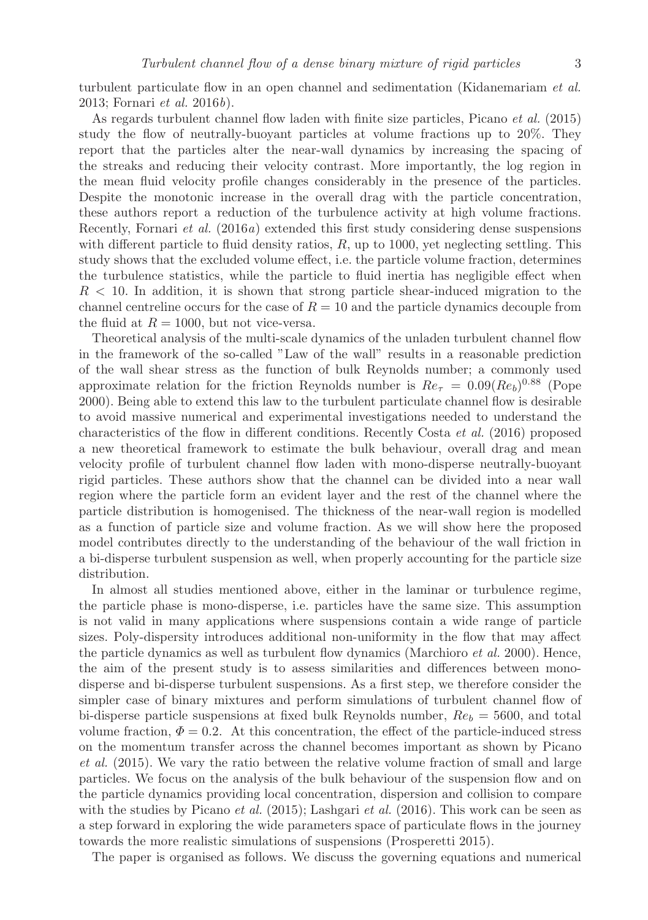turbulent particulate flow in an open channel and sedimentation (Kidanemariam *et al.* 2013; Fornari *et al.* 2016*b*).

As regards turbulent channel flow laden with finite size particles, Picano *et al.* (2015) study the flow of neutrally-buoyant particles at volume fractions up to 20%. They report that the particles alter the near-wall dynamics by increasing the spacing of the streaks and reducing their velocity contrast. More importantly, the log region in the mean fluid velocity profile changes considerably in the presence of the particles. Despite the monotonic increase in the overall drag with the particle concentration, these authors report a reduction of the turbulence activity at high volume fractions. Recently, Fornari *et al.* (2016*a*) extended this first study considering dense suspensions with different particle to fluid density ratios, $R$, up to 1000, yet neglecting settling. This study shows that the excluded volume effect, i.e. the particle volume fraction, determines the turbulence statistics, while the particle to fluid inertia has negligible effect when $R < 10$. In addition, it is shown that strong particle shear-induced migration to the channel centreline occurs for the case of $R = 10$ and the particle dynamics decouple from the fluid at $R = 1000$, but not vice-versa.

Theoretical analysis of the multi-scale dynamics of the unladen turbulent channel flow in the framework of the so-called "Law of the wall" results in a reasonable prediction of the wall shear stress as the function of bulk Reynolds number; a commonly used approximate relation for the friction Reynolds number is $Re_\tau = 0.09(Re_b)^{0.88}$ (Pope 2000). Being able to extend this law to the turbulent particulate channel flow is desirable to avoid massive numerical and experimental investigations needed to understand the characteristics of the flow in different conditions. Recently Costa *et al.* (2016) proposed a new theoretical framework to estimate the bulk behaviour, overall drag and mean velocity profile of turbulent channel flow laden with mono-disperse neutrally-buoyant rigid particles. These authors show that the channel can be divided into a near wall region where the particle form an evident layer and the rest of the channel where the particle distribution is homogenised. The thickness of the near-wall region is modelled as a function of particle size and volume fraction. As we will show here the proposed model contributes directly to the understanding of the behaviour of the wall friction in a bi-disperse turbulent suspension as well, when properly accounting for the particle size distribution.

In almost all studies mentioned above, either in the laminar or turbulence regime, the particle phase is mono-disperse, i.e. particles have the same size. This assumption is not valid in many applications where suspensions contain a wide range of particle sizes. Poly-dispersity introduces additional non-uniformity in the flow that may affect the particle dynamics as well as turbulent flow dynamics (Marchioro *et al.* 2000). Hence, the aim of the present study is to assess similarities and differences between mono-disperse and bi-disperse turbulent suspensions. As a first step, we therefore consider the simpler case of binary mixtures and perform simulations of turbulent channel flow of bi-disperse particle suspensions at fixed bulk Reynolds number, $Re_b = 5600$, and total volume fraction, $\Phi = 0.2$. At this concentration, the effect of the particle-induced stress on the momentum transfer across the channel becomes important as shown by Picano *et al.* (2015). We vary the ratio between the relative volume fraction of small and large particles. We focus on the analysis of the bulk behaviour of the suspension flow and on the particle dynamics providing local concentration, dispersion and collision to compare with the studies by Picano *et al.* (2015); Lashgari *et al.* (2016). This work can be seen as a step forward in exploring the wide parameters space of particulate flows in the journey towards the more realistic simulations of suspensions (Prosperetti 2015).

The paper is organised as follows. We discuss the governing equations and numerical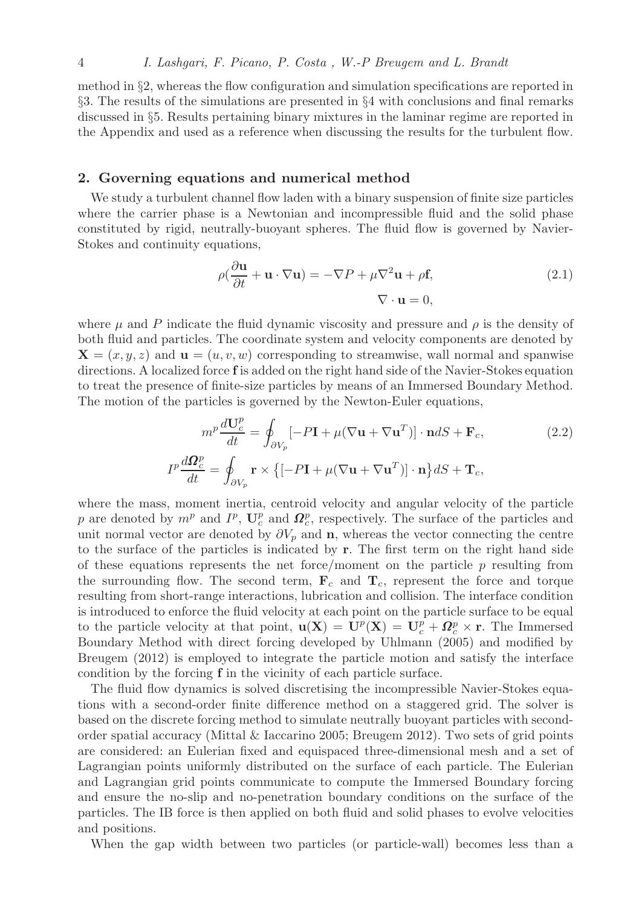method in §2, whereas the flow configuration and simulation specifications are reported in §3. The results of the simulations are presented in §4 with conclusions and final remarks discussed in §5. Results pertaining binary mixtures in the laminar regime are reported in the Appendix and used as a reference when discussing the results for the turbulent flow.

## 2. Governing equations and numerical method

We study a turbulent channel flow laden with a binary suspension of finite size particles where the carrier phase is a Newtonian and incompressible fluid and the solid phase constituted by rigid, neutrally-buoyant spheres. The fluid flow is governed by Navier-Stokes and continuity equations,

$$
\begin{aligned}
\rho\left(\frac{\partial \mathbf{u}}{\partial t} + \mathbf{u}\cdot\nabla \mathbf{u}\right) &= -\nabla P + \mu \nabla^2 \mathbf{u} + \rho \mathbf{f}, \\
\nabla \cdot \mathbf{u} &= 0,
\end{aligned}
\tag{2.1}
$$

where $\mu$ and $P$ indicate the fluid dynamic viscosity and pressure and $\rho$ is the density of both fluid and particles. The coordinate system and velocity components are denoted by $\mathbf{X} = (x, y, z)$ and $\mathbf{u} = (u, v, w)$ corresponding to streamwise, wall normal and spanwise directions. A localized force $\mathbf{f}$ is added on the right hand side of the Navier-Stokes equation to treat the presence of finite-size particles by means of an Immersed Boundary Method. The motion of the particles is governed by the Newton-Euler equations,

$$
\begin{aligned}
m^p \frac{d\mathbf{U}_c^p}{dt} &= \oint_{\partial V_p} [-P\mathbf{I} + \mu(\nabla \mathbf{u} + \nabla \mathbf{u}^T)] \cdot \mathbf{n} dS + \mathbf{F}_c, \\
I^p \frac{d\boldsymbol{\Omega}_c^p}{dt} &= \oint_{\partial V_p} \mathbf{r} \times \left\{[-P\mathbf{I} + \mu(\nabla \mathbf{u} + \nabla \mathbf{u}^T)] \cdot \mathbf{n}\right\} dS + \mathbf{T}_c,
\end{aligned}
\tag{2.2}
$$

where the mass, moment inertia, centroid velocity and angular velocity of the particle $p$ are denoted by $m^p$ and $I^p$, $\mathbf{U}_c^p$ and $\boldsymbol{\Omega}_c^p$, respectively. The surface of the particles and unit normal vector are denoted by $\partial V_p$ and $\mathbf{n}$, whereas the vector connecting the centre to the surface of the particles is indicated by $\mathbf{r}$. The first term on the right hand side of these equations represents the net force/moment on the particle $p$ resulting from the surrounding flow. The second term, $\mathbf{F}_c$ and $\mathbf{T}_c$, represent the force and torque resulting from short-range interactions, lubrication and collision. The interface condition is introduced to enforce the fluid velocity at each point on the particle surface to be equal to the particle velocity at that point, $\mathbf{u}(\mathbf{X}) = \mathbf{U}^p(\mathbf{X}) = \mathbf{U}_c^p + \boldsymbol{\Omega}_c^p \times \mathbf{r}$. The Immersed Boundary Method with direct forcing developed by Uhlmann (2005) and modified by Breugem (2012) is employed to integrate the particle motion and satisfy the interface condition by the forcing $\mathbf{f}$ in the vicinity of each particle surface.

The fluid flow dynamics is solved discretising the incompressible Navier-Stokes equations with a second-order finite difference method on a staggered grid. The solver is based on the discrete forcing method to simulate neutrally buoyant particles with second-order spatial accuracy (Mittal & Iaccarino 2005; Breugem 2012). Two sets of grid points are considered: an Eulerian fixed and equispaced three-dimensional mesh and a set of Lagrangian points uniformly distributed on the surface of each particle. The Eulerian and Lagrangian grid points communicate to compute the Immersed Boundary forcing and ensure the no-slip and no-penetration boundary conditions on the surface of the particles. The IB force is then applied on both fluid and solid phases to evolve velocities and positions.

When the gap width between two particles (or particle-wall) becomes less than a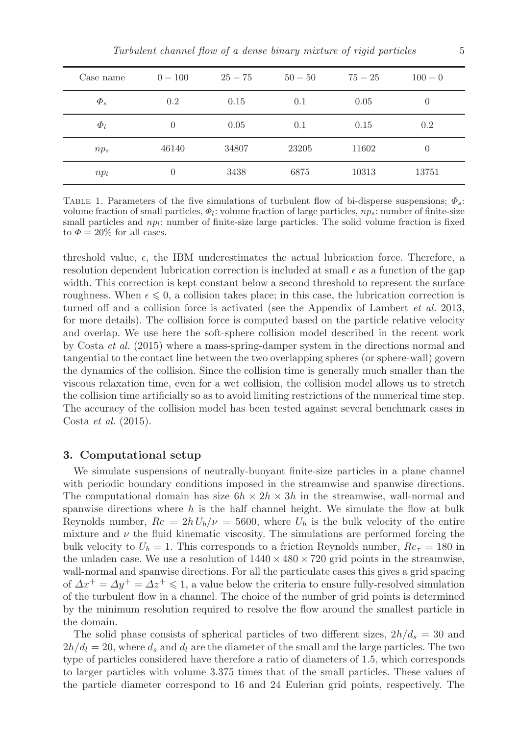| Case name | $0-100$ | $25-75$ | $50-50$ | $75-25$ | $100-0$ |
|---|---|---|---|---|---|
| $\Phi_s$ | 0.2 | 0.15 | 0.1 | 0.05 | 0 |
| $\Phi_l$ | 0 | 0.05 | 0.1 | 0.15 | 0.2 |
| $np_s$ | 46140 | 34807 | 23205 | 11602 | 0 |
| $np_l$ | 0 | 3438 | 6875 | 10313 | 13751 |

Table 1. Parameters of the five simulations of turbulent flow of bi-disperse suspensions; $\Phi_s$: volume fraction of small particles, $\Phi_l$: volume fraction of large particles, $np_s$: number of finite-size small particles and $np_l$: number of finite-size large particles. The solid volume fraction is fixed to $\Phi = 20\%$ for all cases.

threshold value, $\epsilon$, the IBM underestimates the actual lubrication force. Therefore, a resolution dependent lubrication correction is included at small $\epsilon$ as a function of the gap width. This correction is kept constant below a second threshold to represent the surface roughness. When $\epsilon \leqslant 0$, a collision takes place; in this case, the lubrication correction is turned off and a collision force is activated (see the Appendix of Lambert *et al.* 2013, for more details). The collision force is computed based on the particle relative velocity and overlap. We use here the soft-sphere collision model described in the recent work by Costa *et al.* (2015) where a mass-spring-damper system in the directions normal and tangential to the contact line between the two overlapping spheres (or sphere-wall) govern the dynamics of the collision. Since the collision time is generally much smaller than the viscous relaxation time, even for a wet collision, the collision model allows us to stretch the collision time artificially so as to avoid limiting restrictions of the numerical time step. The accuracy of the collision model has been tested against several benchmark cases in Costa *et al.* (2015).

## 3. Computational setup

We simulate suspensions of neutrally-buoyant finite-size particles in a plane channel with periodic boundary conditions imposed in the streamwise and spanwise directions. The computational domain has size $6h \times 2h \times 3h$ in the streamwise, wall-normal and spanwise directions where $h$ is the half channel height. We simulate the flow at bulk Reynolds number, $Re = 2hU_b/\nu = 5600$, where $U_b$ is the bulk velocity of the entire mixture and $\nu$ the fluid kinematic viscosity. The simulations are performed forcing the bulk velocity to $U_b = 1$. This corresponds to a friction Reynolds number, $Re_\tau = 180$ in the unladen case. We use a resolution of $1440 \times 480 \times 720$ grid points in the streamwise, wall-normal and spanwise directions. For all the particulate cases this gives a grid spacing of $\Delta x^+ = \Delta y^+ = \Delta z^+ \leqslant 1$, a value below the criteria to ensure fully-resolved simulation of the turbulent flow in a channel. The choice of the number of grid points is determined by the minimum resolution required to resolve the flow around the smallest particle in the domain.

The solid phase consists of spherical particles of two different sizes, $2h/d_s = 30$ and $2h/d_l = 20$, where $d_s$ and $d_l$ are the diameter of the small and the large particles. The two type of particles considered have therefore a ratio of diameters of 1.5, which corresponds to larger particles with volume 3.375 times that of the small particles. These values of the particle diameter correspond to 16 and 24 Eulerian grid points, respectively. The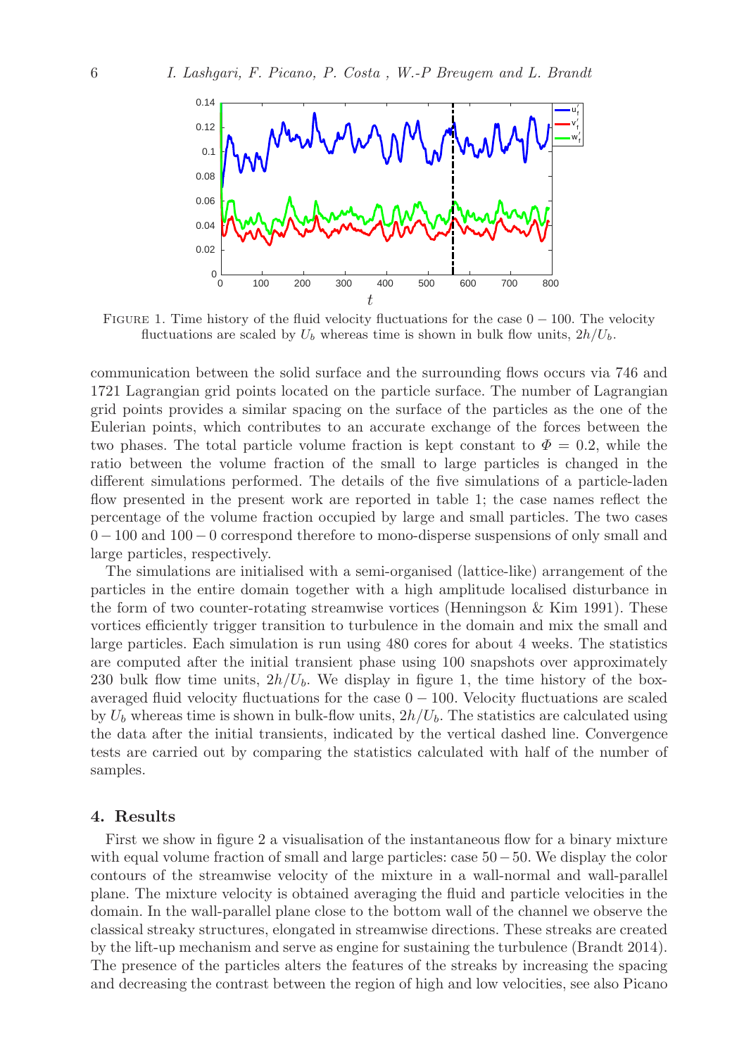FIGURE 1. Time history of the fluid velocity fluctuations for the case $0-100$. The velocity fluctuations are scaled by $U_b$ whereas time is shown in bulk flow units, $2h/U_b$.

communication between the solid surface and the surrounding flows occurs via 746 and 1721 Lagrangian grid points located on the particle surface. The number of Lagrangian grid points provides a similar spacing on the surface of the particles as the one of the Eulerian points, which contributes to an accurate exchange of the forces between the two phases. The total particle volume fraction is kept constant to $\Phi = 0.2$, while the ratio between the volume fraction of the small to large particles is changed in the different simulations performed. The details of the five simulations of a particle-laden flow presented in the present work are reported in table 1; the case names reflect the percentage of the volume fraction occupied by large and small particles. The two cases $0-100$ and $100-0$ correspond therefore to mono-disperse suspensions of only small and large particles, respectively.

The simulations are initialised with a semi-organised (lattice-like) arrangement of the particles in the entire domain together with a high amplitude localised disturbance in the form of two counter-rotating streamwise vortices (Henningson & Kim 1991). These vortices efficiently trigger transition to turbulence in the domain and mix the small and large particles. Each simulation is run using 480 cores for about 4 weeks. The statistics are computed after the initial transient phase using 100 snapshots over approximately 230 bulk flow time units, $2h/U_b$. We display in figure 1, the time history of the box-averaged fluid velocity fluctuations for the case $0-100$. Velocity fluctuations are scaled by $U_b$ whereas time is shown in bulk-flow units, $2h/U_b$. The statistics are calculated using the data after the initial transients, indicated by the vertical dashed line. Convergence tests are carried out by comparing the statistics calculated with half of the number of samples.

## 4. Results

First we show in figure 2 a visualisation of the instantaneous flow for a binary mixture with equal volume fraction of small and large particles: case $50-50$. We display the color contours of the streamwise velocity of the mixture in a wall-normal and wall-parallel plane. The mixture velocity is obtained averaging the fluid and particle velocities in the domain. In the wall-parallel plane close to the bottom wall of the channel we observe the classical streaky structures, elongated in streamwise directions. These streaks are created by the lift-up mechanism and serve as engine for sustaining the turbulence (Brandt 2014). The presence of the particles alters the features of the streaks by increasing the spacing and decreasing the contrast between the region of high and low velocities, see also Picano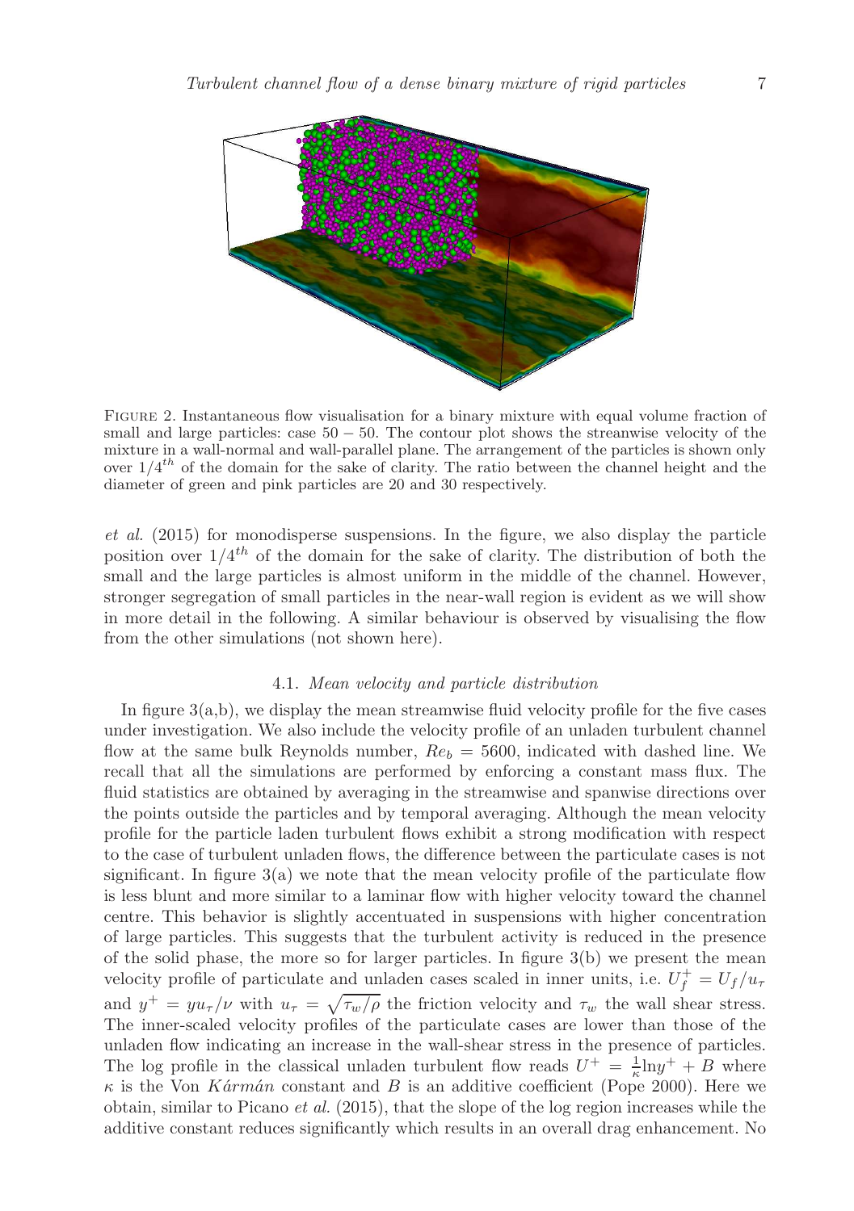FIGURE 2. Instantaneous flow visualisation for a binary mixture with equal volume fraction of small and large particles: case $50-50$. The contour plot shows the streamwise velocity of the mixture in a wall-normal and wall-parallel plane. The arrangement of the particles is shown only over $1/4^{th}$ of the domain for the sake of clarity. The ratio between the channel height and the diameter of green and pink particles are 20 and 30 respectively.

*et al.* (2015) for monodisperse suspensions. In the figure, we also display the particle position over $1/4^{th}$ of the domain for the sake of clarity. The distribution of both the small and the large particles is almost uniform in the middle of the channel. However, stronger segregation of small particles in the near-wall region is evident as we will show in more detail in the following. A similar behaviour is observed by visualising the flow from the other simulations (not shown here).

### 4.1. *Mean velocity and particle distribution*

In figure 3(a,b), we display the mean streamwise fluid velocity profile for the five cases under investigation. We also include the velocity profile of an unladen turbulent channel flow at the same bulk Reynolds number, $Re_b = 5600$, indicated with dashed line. We recall that all the simulations are performed by enforcing a constant mass flux. The fluid statistics are obtained by averaging in the streamwise and spanwise directions over the points outside the particles and by temporal averaging. Although the mean velocity profile for the particle laden turbulent flows exhibit a strong modification with respect to the case of turbulent unladen flows, the difference between the particulate cases is not significant. In figure 3(a) we note that the mean velocity profile of the particulate flow is less blunt and more similar to a laminar flow with higher velocity toward the channel centre. This behavior is slightly accentuated in suspensions with higher concentration of large particles. This suggests that the turbulent activity is reduced in the presence of the solid phase, the more so for larger particles. In figure 3(b) we present the mean velocity profile of particulate and unladen cases scaled in inner units, i.e. $U_f^+ = U_f/u_\tau$ and $y^+ = yu_\tau/\nu$ with $u_\tau = \sqrt{\tau_w/\rho}$ the friction velocity and $\tau_w$ the wall shear stress. The inner-scaled velocity profiles of the particulate cases are lower than those of the unladen flow indicating an increase in the wall-shear stress in the presence of particles. The log profile in the classical unladen turbulent flow reads $U^+ = \frac{1}{\kappa}\ln y^+ + B$ where $\kappa$ is the Von *Kármán* constant and $B$ is an additive coefficient (Pope 2000). Here we obtain, similar to Picano *et al.* (2015), that the slope of the log region increases while the additive constant reduces significantly which results in an overall drag enhancement. No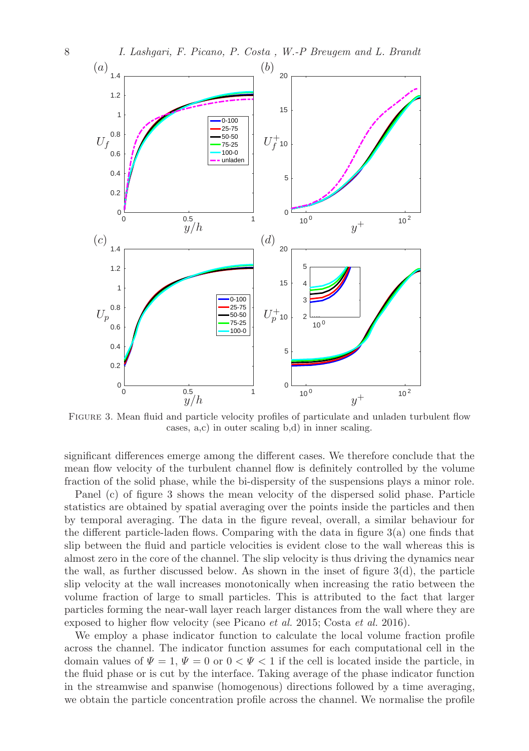FIGURE 3. Mean fluid and particle velocity profiles of particulate and unladen turbulent flow cases, a,c) in outer scaling b,d) in inner scaling.

significant differences emerge among the different cases. We therefore conclude that the mean flow velocity of the turbulent channel flow is definitely controlled by the volume fraction of the solid phase, while the bi-dispersity of the suspensions plays a minor role.

Panel (c) of figure 3 shows the mean velocity of the dispersed solid phase. Particle statistics are obtained by spatial averaging over the points inside the particles and then by temporal averaging. The data in the figure reveal, overall, a similar behaviour for the different particle-laden flows. Comparing with the data in figure 3(a) one finds that slip between the fluid and particle velocities is evident close to the wall whereas this is almost zero in the core of the channel. The slip velocity is thus driving the dynamics near the wall, as further discussed below. As shown in the inset of figure 3(d), the particle slip velocity at the wall increases monotonically when increasing the ratio between the volume fraction of large to small particles. This is attributed to the fact that larger particles forming the near-wall layer reach larger distances from the wall where they are exposed to higher flow velocity (see Picano *et al.* 2015; Costa *et al.* 2016).

We employ a phase indicator function to calculate the local volume fraction profile across the channel. The indicator function assumes for each computational cell in the domain values of $\Psi = 1$, $\Psi = 0$ or $0 < \Psi < 1$ if the cell is located inside the particle, in the fluid phase or is cut by the interface. Taking average of the phase indicator function in the streamwise and spanwise (homogenous) directions followed by a time averaging, we obtain the particle concentration profile across the channel. We normalise the profile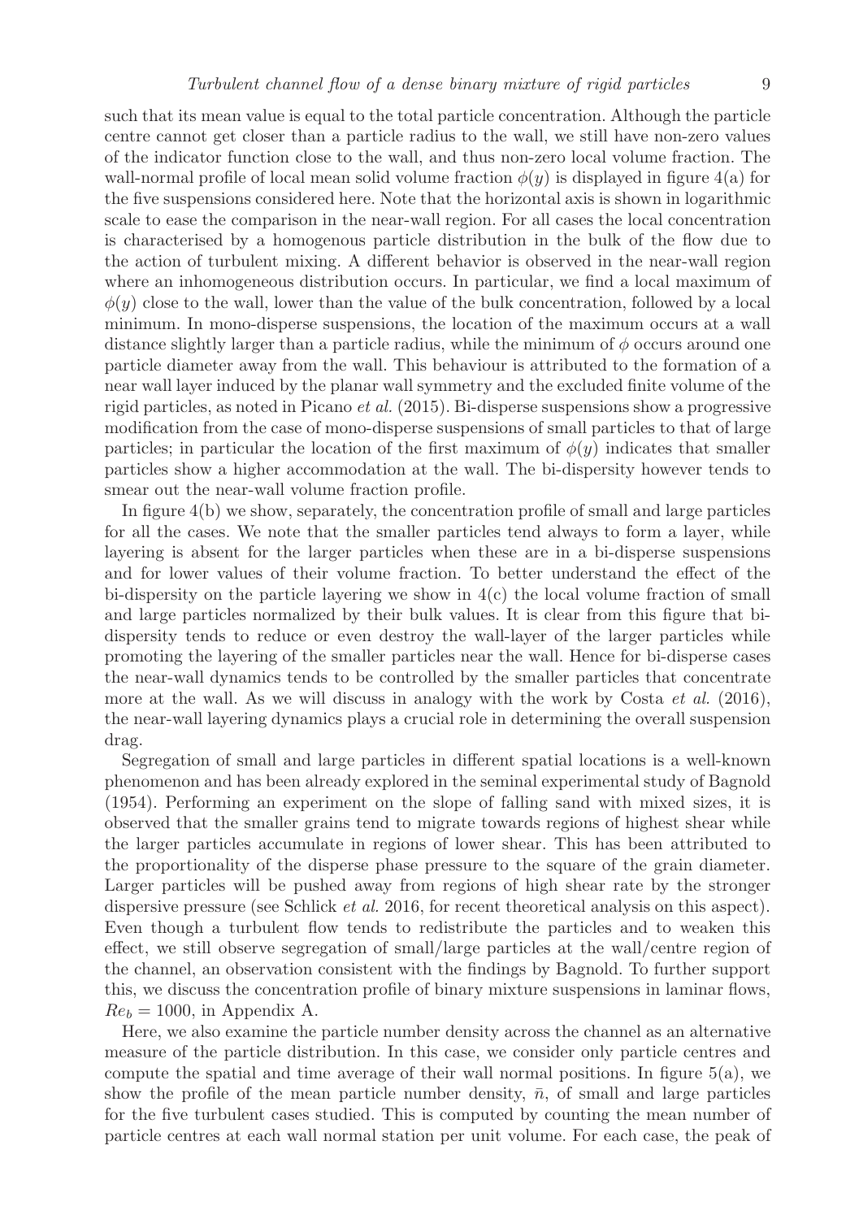such that its mean value is equal to the total particle concentration. Although the particle centre cannot get closer than a particle radius to the wall, we still have non-zero values of the indicator function close to the wall, and thus non-zero local volume fraction. The wall-normal profile of local mean solid volume fraction $\phi(y)$ is displayed in figure 4(a) for the five suspensions considered here. Note that the horizontal axis is shown in logarithmic scale to ease the comparison in the near-wall region. For all cases the local concentration is characterised by a homogenous particle distribution in the bulk of the flow due to the action of turbulent mixing. A different behavior is observed in the near-wall region where an inhomogeneous distribution occurs. In particular, we find a local maximum of $\phi(y)$ close to the wall, lower than the value of the bulk concentration, followed by a local minimum. In mono-disperse suspensions, the location of the maximum occurs at a wall distance slightly larger than a particle radius, while the minimum of $\phi$ occurs around one particle diameter away from the wall. This behaviour is attributed to the formation of a near wall layer induced by the planar wall symmetry and the excluded finite volume of the rigid particles, as noted in Picano *et al.* (2015). Bi-disperse suspensions show a progressive modification from the case of mono-disperse suspensions of small particles to that of large particles; in particular the location of the first maximum of $\phi(y)$ indicates that smaller particles show a higher accommodation at the wall. The bi-dispersity however tends to smear out the near-wall volume fraction profile.

In figure 4(b) we show, separately, the concentration profile of small and large particles for all the cases. We note that the smaller particles tend always to form a layer, while layering is absent for the larger particles when these are in a bi-disperse suspensions and for lower values of their volume fraction. To better understand the effect of the bi-dispersity on the particle layering we show in 4(c) the local volume fraction of small and large particles normalized by their bulk values. It is clear from this figure that bi-dispersity tends to reduce or even destroy the wall-layer of the larger particles while promoting the layering of the smaller particles near the wall. Hence for bi-disperse cases the near-wall dynamics tends to be controlled by the smaller particles that concentrate more at the wall. As we will discuss in analogy with the work by Costa *et al.* (2016), the near-wall layering dynamics plays a crucial role in determining the overall suspension drag.

Segregation of small and large particles in different spatial locations is a well-known phenomenon and has been already explored in the seminal experimental study of Bagnold (1954). Performing an experiment on the slope of falling sand with mixed sizes, it is observed that the smaller grains tend to migrate towards regions of highest shear while the larger particles accumulate in regions of lower shear. This has been attributed to the proportionality of the disperse phase pressure to the square of the grain diameter. Larger particles will be pushed away from regions of high shear rate by the stronger dispersive pressure (see Schlick *et al.* 2016, for recent theoretical analysis on this aspect). Even though a turbulent flow tends to redistribute the particles and to weaken this effect, we still observe segregation of small/large particles at the wall/centre region of the channel, an observation consistent with the findings by Bagnold. To further support this, we discuss the concentration profile of binary mixture suspensions in laminar flows, $Re_b = 1000$, in Appendix A.

Here, we also examine the particle number density across the channel as an alternative measure of the particle distribution. In this case, we consider only particle centres and compute the spatial and time average of their wall normal positions. In figure 5(a), we show the profile of the mean particle number density, $\bar{n}$, of small and large particles for the five turbulent cases studied. This is computed by counting the mean number of particle centres at each wall normal station per unit volume. For each case, the peak of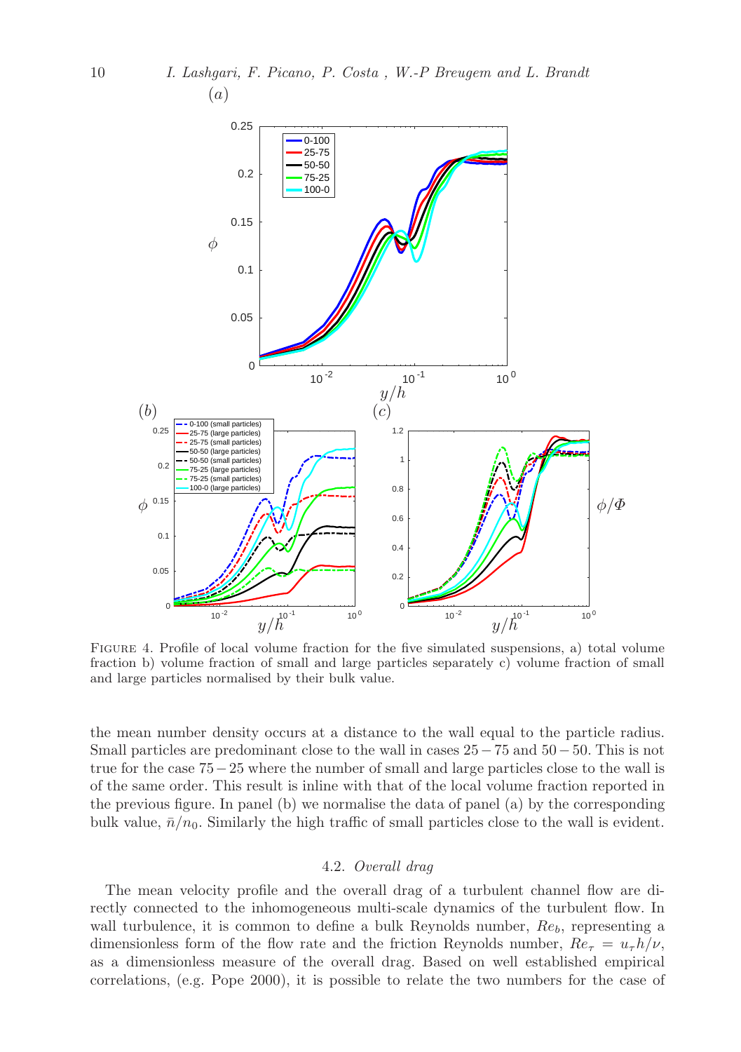FIGURE 4. Profile of local volume fraction for the five simulated suspensions, a) total volume fraction b) volume fraction of small and large particles separately c) volume fraction of small and large particles normalised by their bulk value.

the mean number density occurs at a distance to the wall equal to the particle radius. Small particles are predominant close to the wall in cases $25-75$ and $50-50$. This is not true for the case $75-25$ where the number of small and large particles close to the wall is of the same order. This result is inline with that of the local volume fraction reported in the previous figure. In panel (b) we normalise the data of panel (a) by the corresponding bulk value, $\bar{n}/n_0$. Similarly the high traffic of small particles close to the wall is evident.

### 4.2. *Overall drag*

The mean velocity profile and the overall drag of a turbulent channel flow are directly connected to the inhomogeneous multi-scale dynamics of the turbulent flow. In wall turbulence, it is common to define a bulk Reynolds number, $Re_b$, representing a dimensionless form of the flow rate and the friction Reynolds number, $Re_\tau = u_\tau h/\nu$, as a dimensionless measure of the overall drag. Based on well established empirical correlations, (e.g. Pope 2000), it is possible to relate the two numbers for the case of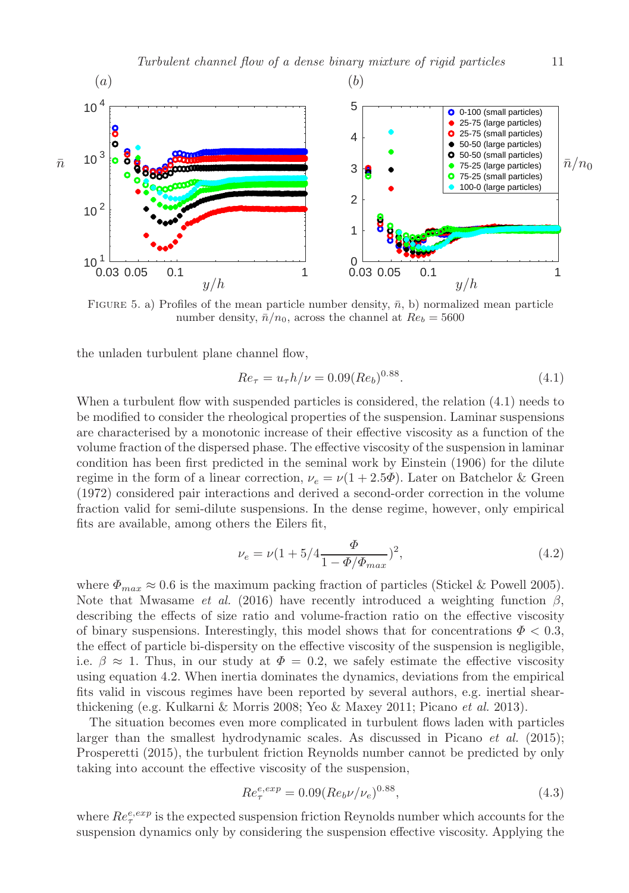FIGURE 5. a) Profiles of the mean particle number density, $\bar{n}$, b) normalized mean particle number density, $\bar{n}/n_0$, across the channel at $Re_b = 5600$

the unladen turbulent plane channel flow,

$$Re_\tau = u_\tau h/\nu = 0.09(Re_b)^{0.88}. \tag{4.1}$$

When a turbulent flow with suspended particles is considered, the relation (4.1) needs to be modified to consider the rheological properties of the suspension. Laminar suspensions are characterised by a monotonic increase of their effective viscosity as a function of the volume fraction of the dispersed phase. The effective viscosity of the suspension in laminar condition has been first predicted in the seminal work by Einstein (1906) for the dilute regime in the form of a linear correction, $\nu_e = \nu(1 + 2.5\Phi)$. Later on Batchelor & Green (1972) considered pair interactions and derived a second-order correction in the volume fraction valid for semi-dilute suspensions. In the dense regime, however, only empirical fits are available, among others the Eilers fit,

$$\nu_e = \nu(1 + 5/4\frac{\Phi}{1 - \Phi/\Phi_{max}})^2, \tag{4.2}$$

where $\Phi_{max} \approx 0.6$ is the maximum packing fraction of particles (Stickel & Powell 2005). Note that Mwasame *et al.* (2016) have recently introduced a weighting function $\beta$, describing the effects of size ratio and volume-fraction ratio on the effective viscosity of binary suspensions. Interestingly, this model shows that for concentrations $\Phi < 0.3$, the effect of particle bi-dispersity on the effective viscosity of the suspension is negligible, i.e. $\beta \approx 1$. Thus, in our study at $\Phi = 0.2$, we safely estimate the effective viscosity using equation 4.2. When inertia dominates the dynamics, deviations from the empirical fits valid in viscous regimes have been reported by several authors, e.g. inertial shear-thickening (e.g. Kulkarni & Morris 2008; Yeo & Maxey 2011; Picano *et al.* 2013).

The situation becomes even more complicated in turbulent flows laden with particles larger than the smallest hydrodynamic scales. As discussed in Picano *et al.* (2015); Prosperetti (2015), the turbulent friction Reynolds number cannot be predicted by only taking into account the effective viscosity of the suspension,

$$Re_\tau^{e,exp} = 0.09(Re_b\nu/\nu_e)^{0.88}, \tag{4.3}$$

where $Re_\tau^{e,exp}$ is the expected suspension friction Reynolds number which accounts for the suspension dynamics only by considering the suspension effective viscosity. Applying the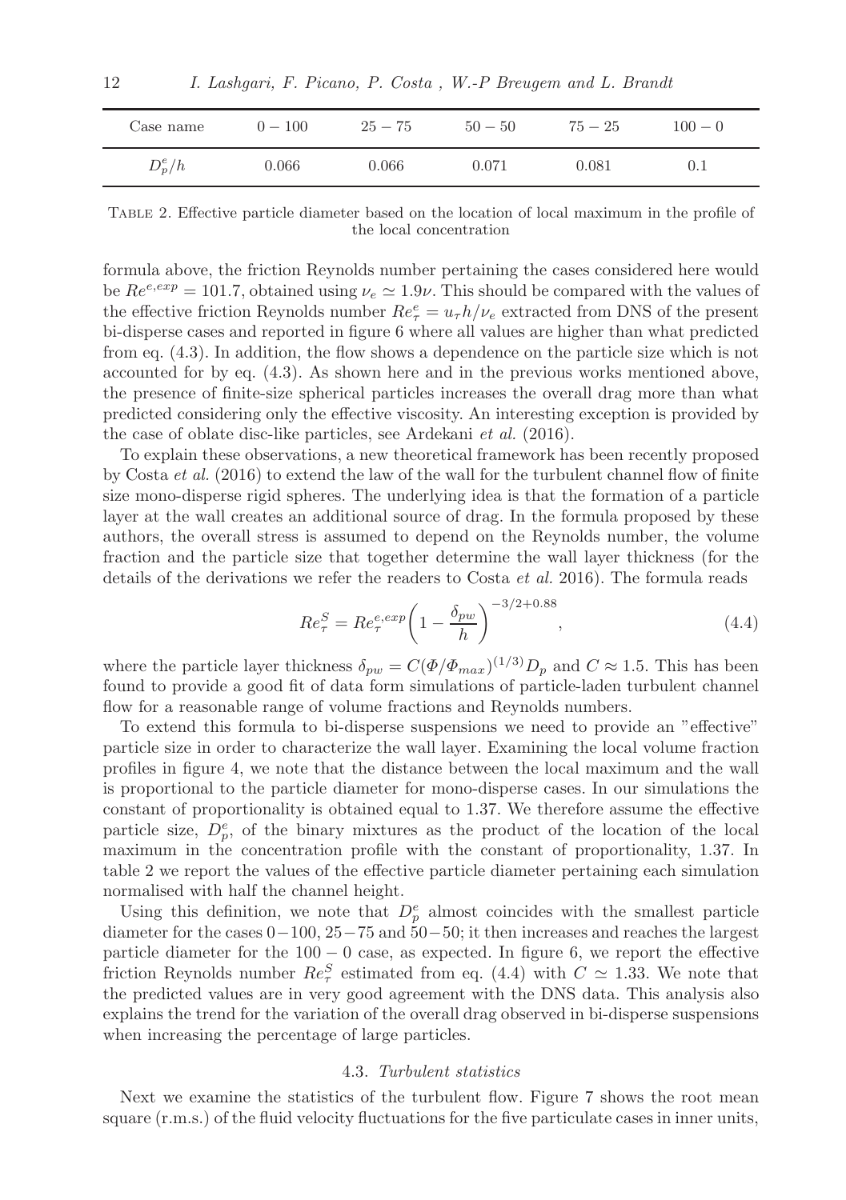| Case name | $0 - 100$ | $25 - 75$ | $50 - 50$ | $75 - 25$ | $100 - 0$ |
| --- | --- | --- | --- | --- | --- |
| $D_p^e/h$ | 0.066 | 0.066 | 0.071 | 0.081 | 0.1 |

Table 2. Effective particle diameter based on the location of local maximum in the profile of the local concentration

formula above, the friction Reynolds number pertaining the cases considered here would be $Re^{e,exp} = 101.7$, obtained using $\nu_e \simeq 1.9\nu$. This should be compared with the values of the effective friction Reynolds number $Re_\tau^e = u_\tau h/\nu_e$ extracted from DNS of the present bi-disperse cases and reported in figure 6 where all values are higher than what predicted from eq. (4.3). In addition, the flow shows a dependence on the particle size which is not accounted for by eq. (4.3). As shown here and in the previous works mentioned above, the presence of finite-size spherical particles increases the overall drag more than what predicted considering only the effective viscosity. An interesting exception is provided by the case of oblate disc-like particles, see Ardekani *et al.* (2016).

To explain these observations, a new theoretical framework has been recently proposed by Costa *et al.* (2016) to extend the law of the wall for the turbulent channel flow of finite size mono-disperse rigid spheres. The underlying idea is that the formation of a particle layer at the wall creates an additional source of drag. In the formula proposed by these authors, the overall stress is assumed to depend on the Reynolds number, the volume fraction and the particle size that together determine the wall layer thickness (for the details of the derivations we refer the readers to Costa *et al.* 2016). The formula reads

$$Re_\tau^S = Re_\tau^{e,exp}\left(1 - \frac{\delta_{pw}}{h}\right)^{-3/2+0.88}, \tag{4.4}$$

where the particle layer thickness $\delta_{pw} = C(\Phi/\Phi_{max})^{(1/3)}D_p$ and $C \approx 1.5$. This has been found to provide a good fit of data form simulations of particle-laden turbulent channel flow for a reasonable range of volume fractions and Reynolds numbers.

To extend this formula to bi-disperse suspensions we need to provide an "effective" particle size in order to characterize the wall layer. Examining the local volume fraction profiles in figure 4, we note that the distance between the local maximum and the wall is proportional to the particle diameter for mono-disperse cases. In our simulations the constant of proportionality is obtained equal to 1.37. We therefore assume the effective particle size, $D_p^e$, of the binary mixtures as the product of the location of the local maximum in the concentration profile with the constant of proportionality, 1.37. In table 2 we report the values of the effective particle diameter pertaining each simulation normalised with half the channel height.

Using this definition, we note that $D_p^e$ almost coincides with the smallest particle diameter for the cases $0-100$, $25-75$ and $50-50$; it then increases and reaches the largest particle diameter for the $100-0$ case, as expected. In figure 6, we report the effective friction Reynolds number $Re_\tau^S$ estimated from eq. (4.4) with $C \simeq 1.33$. We note that the predicted values are in very good agreement with the DNS data. This analysis also explains the trend for the variation of the overall drag observed in bi-disperse suspensions when increasing the percentage of large particles.

### 4.3. *Turbulent statistics*

Next we examine the statistics of the turbulent flow. Figure 7 shows the root mean square (r.m.s.) of the fluid velocity fluctuations for the five particulate cases in inner units,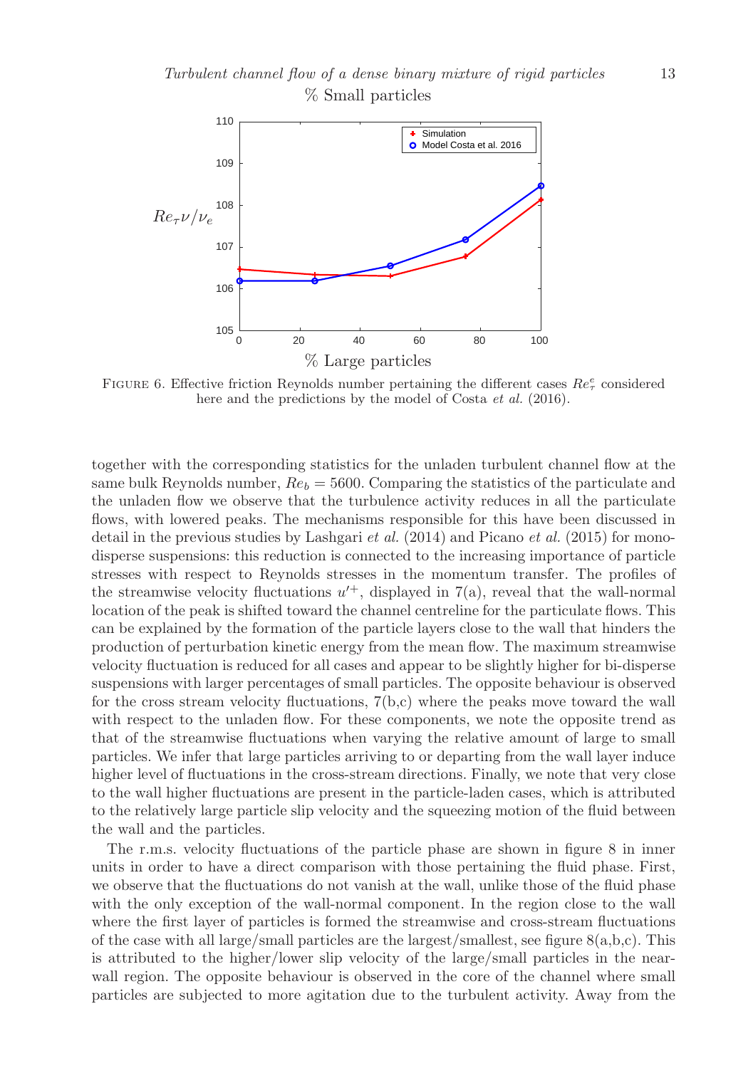FIGURE 6. Effective friction Reynolds number pertaining the different cases $Re_\tau^e$ considered here and the predictions by the model of Costa *et al.* (2016).

together with the corresponding statistics for the unladen turbulent channel flow at the same bulk Reynolds number, $Re_b = 5600$. Comparing the statistics of the particulate and the unladen flow we observe that the turbulence activity reduces in all the particulate flows, with lowered peaks. The mechanisms responsible for this have been discussed in detail in the previous studies by Lashgari *et al.* (2014) and Picano *et al.* (2015) for mono-disperse suspensions: this reduction is connected to the increasing importance of particle stresses with respect to Reynolds stresses in the momentum transfer. The profiles of the streamwise velocity fluctuations $u'^+$, displayed in 7(a), reveal that the wall-normal location of the peak is shifted toward the channel centreline for the particulate flows. This can be explained by the formation of the particle layers close to the wall that hinders the production of perturbation kinetic energy from the mean flow. The maximum streamwise velocity fluctuation is reduced for all cases and appear to be slightly higher for bi-disperse suspensions with larger percentages of small particles. The opposite behaviour is observed for the cross stream velocity fluctuations, 7(b,c) where the peaks move toward the wall with respect to the unladen flow. For these components, we note the opposite trend as that of the streamwise fluctuations when varying the relative amount of large to small particles. We infer that large particles arriving to or departing from the wall layer induce higher level of fluctuations in the cross-stream directions. Finally, we note that very close to the wall higher fluctuations are present in the particle-laden cases, which is attributed to the relatively large particle slip velocity and the squeezing motion of the fluid between the wall and the particles.

The r.m.s. velocity fluctuations of the particle phase are shown in figure 8 in inner units in order to have a direct comparison with those pertaining the fluid phase. First, we observe that the fluctuations do not vanish at the wall, unlike those of the fluid phase with the only exception of the wall-normal component. In the region close to the wall where the first layer of particles is formed the streamwise and cross-stream fluctuations of the case with all large/small particles are the largest/smallest, see figure 8(a,b,c). This is attributed to the higher/lower slip velocity of the large/small particles in the near-wall region. The opposite behaviour is observed in the core of the channel where small particles are subjected to more agitation due to the turbulent activity. Away from the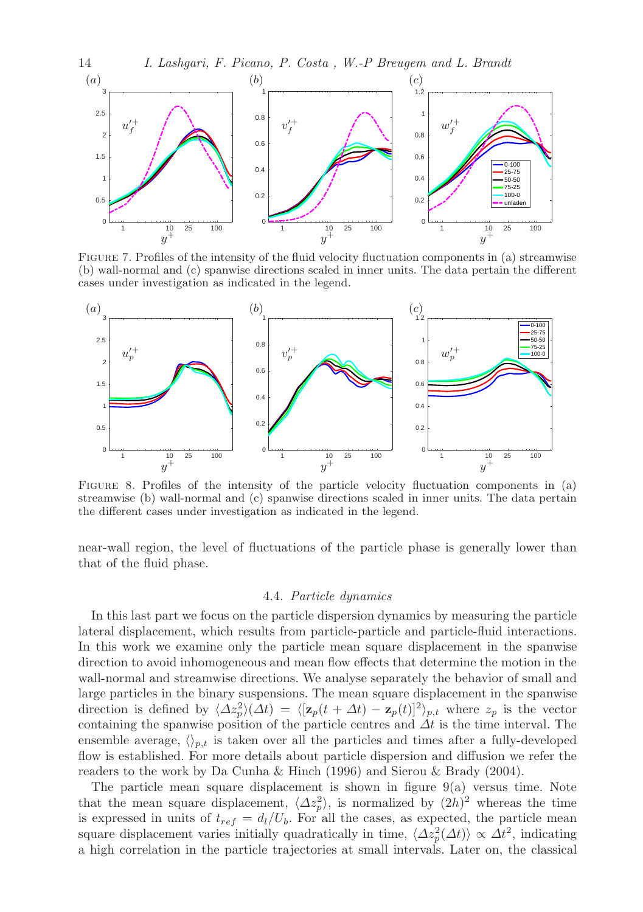FIGURE 7. Profiles of the intensity of the fluid velocity fluctuation components in (a) streamwise (b) wall-normal and (c) spanwise directions scaled in inner units. The data pertain the different cases under investigation as indicated in the legend.

FIGURE 8. Profiles of the intensity of the particle velocity fluctuation components in (a) streamwise (b) wall-normal and (c) spanwise directions scaled in inner units. The data pertain the different cases under investigation as indicated in the legend.

near-wall region, the level of fluctuations of the particle phase is generally lower than that of the fluid phase.

### 4.4. *Particle dynamics*

In this last part we focus on the particle dispersion dynamics by measuring the particle lateral displacement, which results from particle-particle and particle-fluid interactions. In this work we examine only the particle mean square displacement in the spanwise direction to avoid inhomogeneous and mean flow effects that determine the motion in the wall-normal and streamwise directions. We analyse separately the behavior of small and large particles in the binary suspensions. The mean square displacement in the spanwise direction is defined by $\langle \Delta z_p^2 \rangle (\Delta t) = \langle [\mathbf{z}_p(t + \Delta t) - \mathbf{z}_p(t)]^2 \rangle_{p,t}$ where $z_p$ is the vector containing the spanwise position of the particle centres and $\Delta t$ is the time interval. The ensemble average, $\langle \rangle_{p,t}$ is taken over all the particles and times after a fully-developed flow is established. For more details about particle dispersion and diffusion we refer the readers to the work by Da Cunha & Hinch (1996) and Sierou & Brady (2004).

The particle mean square displacement is shown in figure 9(a) versus time. Note that the mean square displacement, $\langle \Delta z_p^2 \rangle$, is normalized by $(2h)^2$ whereas the time is expressed in units of $t_{ref} = d_l/U_b$. For all the cases, as expected, the particle mean square displacement varies initially quadratically in time, $\langle \Delta z_p^2(\Delta t) \rangle \propto \Delta t^2$, indicating a high correlation in the particle trajectories at small intervals. Later on, the classical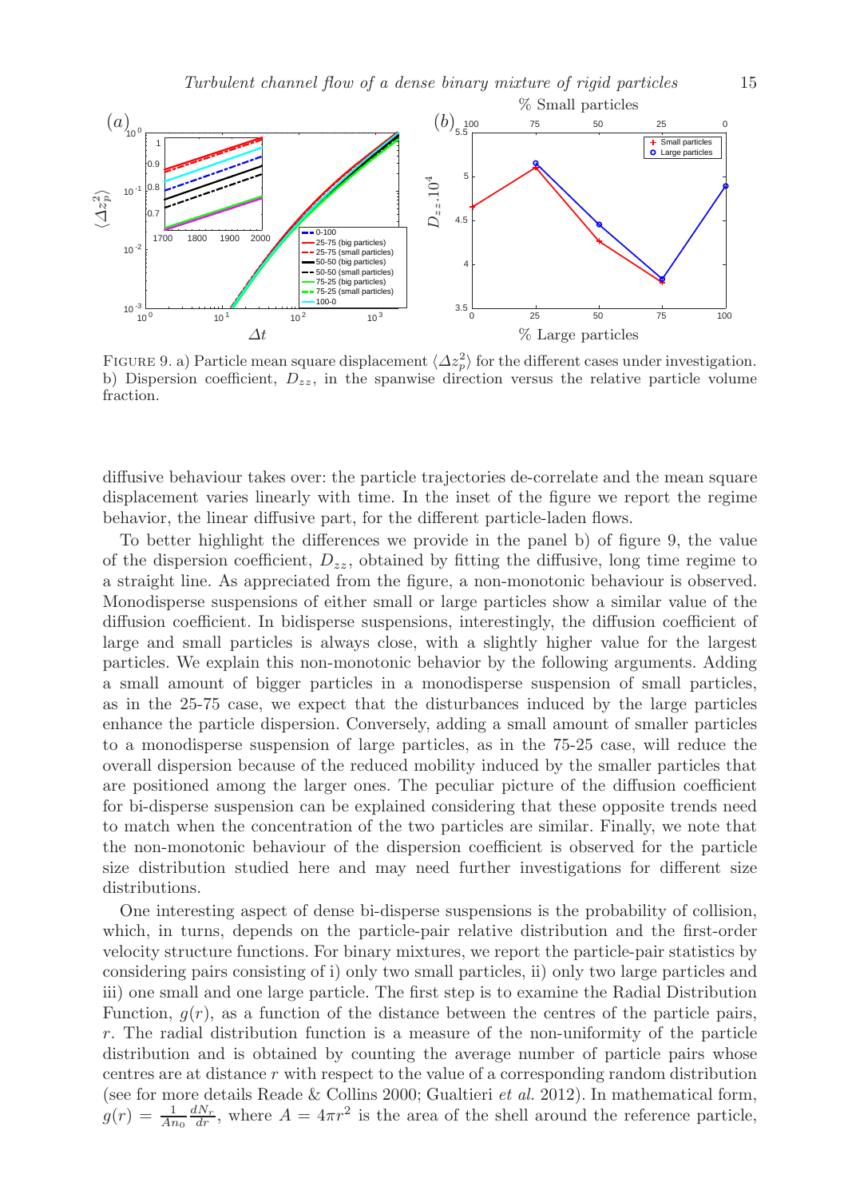FIGURE 9. a) Particle mean square displacement $\langle \Delta z_p^2 \rangle$ for the different cases under investigation. b) Dispersion coefficient, $D_{zz}$, in the spanwise direction versus the relative particle volume fraction.

diffusive behaviour takes over: the particle trajectories de-correlate and the mean square displacement varies linearly with time. In the inset of the figure we report the regime behavior, the linear diffusive part, for the different particle-laden flows.

To better highlight the differences we provide in the panel b) of figure 9, the value of the dispersion coefficient, $D_{zz}$, obtained by fitting the diffusive, long time regime to a straight line. As appreciated from the figure, a non-monotonic behaviour is observed. Monodisperse suspensions of either small or large particles show a similar value of the diffusion coefficient. In bidisperse suspensions, interestingly, the diffusion coefficient of large and small particles is always close, with a slightly higher value for the largest particles. We explain this non-monotonic behavior by the following arguments. Adding a small amount of bigger particles in a monodisperse suspension of small particles, as in the 25-75 case, we expect that the disturbances induced by the large particles enhance the particle dispersion. Conversely, adding a small amount of smaller particles to a monodisperse suspension of large particles, as in the 75-25 case, will reduce the overall dispersion because of the reduced mobility induced by the smaller particles that are positioned among the larger ones. The peculiar picture of the diffusion coefficient for bi-disperse suspension can be explained considering that these opposite trends need to match when the concentration of the two particles are similar. Finally, we note that the non-monotonic behaviour of the dispersion coefficient is observed for the particle size distribution studied here and may need further investigations for different size distributions.

One interesting aspect of dense bi-disperse suspensions is the probability of collision, which, in turns, depends on the particle-pair relative distribution and the first-order velocity structure functions. For binary mixtures, we report the particle-pair statistics by considering pairs consisting of i) only two small particles, ii) only two large particles and iii) one small and one large particle. The first step is to examine the Radial Distribution Function, $g(r)$, as a function of the distance between the centres of the particle pairs, $r$. The radial distribution function is a measure of the non-uniformity of the particle distribution and is obtained by counting the average number of particle pairs whose centres are at distance $r$ with respect to the value of a corresponding random distribution (see for more details Reade & Collins 2000; Gualtieri *et al.* 2012). In mathematical form, $g(r) = \frac{1}{An_0}\frac{dN_r}{dr}$, where $A = 4\pi r^2$ is the area of the shell around the reference particle,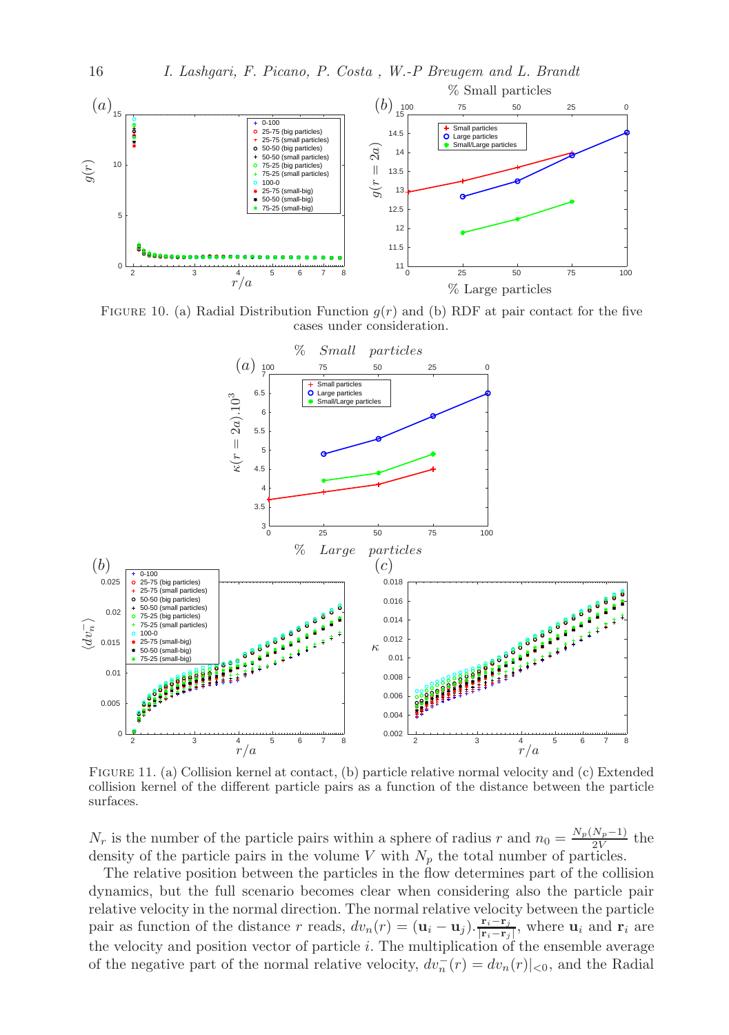FIGURE 10. (a) Radial Distribution Function $g(r)$ and (b) RDF at pair contact for the five cases under consideration.

FIGURE 11. (a) Collision kernel at contact, (b) particle relative normal velocity and (c) Extended collision kernel of the different particle pairs as a function of the distance between the particle surfaces.

$N_r$ is the number of the particle pairs within a sphere of radius $r$ and $n_0 = \frac{N_p(N_p-1)}{2V}$ the density of the particle pairs in the volume $V$ with $N_p$ the total number of particles.

The relative position between the particles in the flow determines part of the collision dynamics, but the full scenario becomes clear when considering also the particle pair relative velocity in the normal direction. The normal relative velocity between the particle pair as function of the distance $r$ reads, $dv_n(r) = (\mathbf{u}_i - \mathbf{u}_j).\frac{\mathbf{r}_i - \mathbf{r}_j}{|\mathbf{r}_i - \mathbf{r}_j|}$, where $\mathbf{u}_i$ and $\mathbf{r}_i$ are the velocity and position vector of particle $i$. The multiplication of the ensemble average of the negative part of the normal relative velocity, $dv_n^-(r) = dv_n(r)|_{<0}$, and the Radial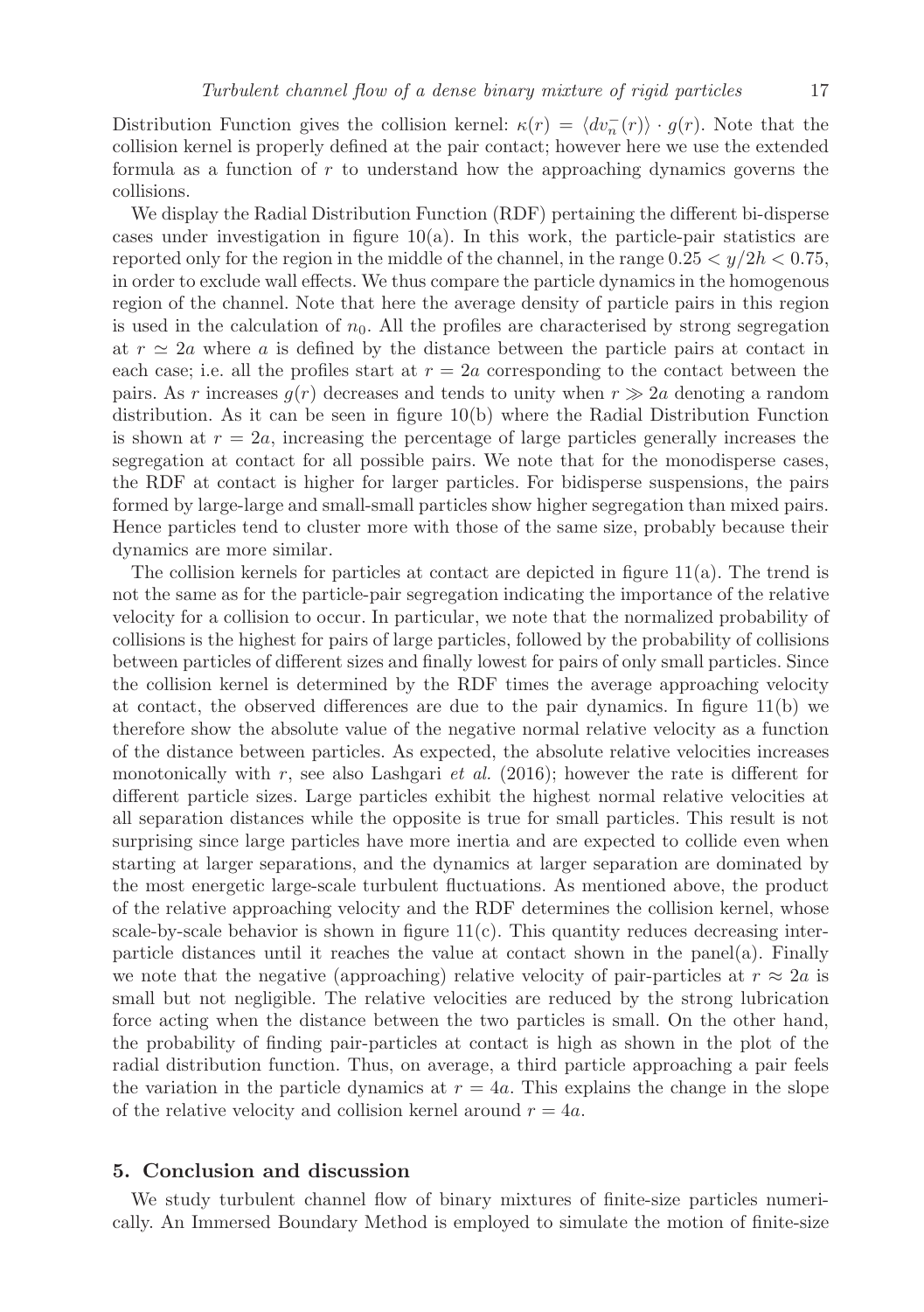Distribution Function gives the collision kernel: $\kappa(r) = \langle dv_n^-(r) \rangle \cdot g(r)$. Note that the collision kernel is properly defined at the pair contact; however here we use the extended formula as a function of $r$ to understand how the approaching dynamics governs the collisions.

We display the Radial Distribution Function (RDF) pertaining the different bi-disperse cases under investigation in figure 10(a). In this work, the particle-pair statistics are reported only for the region in the middle of the channel, in the range $0.25 < y/2h < 0.75$, in order to exclude wall effects. We thus compare the particle dynamics in the homogenous region of the channel. Note that here the average density of particle pairs in this region is used in the calculation of $n_0$. All the profiles are characterised by strong segregation at $r \simeq 2a$ where $a$ is defined by the distance between the particle pairs at contact in each case; i.e. all the profiles start at $r = 2a$ corresponding to the contact between the pairs. As $r$ increases $g(r)$ decreases and tends to unity when $r \gg 2a$ denoting a random distribution. As it can be seen in figure 10(b) where the Radial Distribution Function is shown at $r = 2a$, increasing the percentage of large particles generally increases the segregation at contact for all possible pairs. We note that for the monodisperse cases, the RDF at contact is higher for larger particles. For bidisperse suspensions, the pairs formed by large-large and small-small particles show higher segregation than mixed pairs. Hence particles tend to cluster more with those of the same size, probably because their dynamics are more similar.

The collision kernels for particles at contact are depicted in figure 11(a). The trend is not the same as for the particle-pair segregation indicating the importance of the relative velocity for a collision to occur. In particular, we note that the normalized probability of collisions is the highest for pairs of large particles, followed by the probability of collisions between particles of different sizes and finally lowest for pairs of only small particles. Since the collision kernel is determined by the RDF times the average approaching velocity at contact, the observed differences are due to the pair dynamics. In figure 11(b) we therefore show the absolute value of the negative normal relative velocity as a function of the distance between particles. As expected, the absolute relative velocities increases monotonically with $r$, see also Lashgari *et al.* (2016); however the rate is different for different particle sizes. Large particles exhibit the highest normal relative velocities at all separation distances while the opposite is true for small particles. This result is not surprising since large particles have more inertia and are expected to collide even when starting at larger separations, and the dynamics at larger separation are dominated by the most energetic large-scale turbulent fluctuations. As mentioned above, the product of the relative approaching velocity and the RDF determines the collision kernel, whose scale-by-scale behavior is shown in figure 11(c). This quantity reduces decreasing inter-particle distances until it reaches the value at contact shown in the panel(a). Finally we note that the negative (approaching) relative velocity of pair-particles at $r \approx 2a$ is small but not negligible. The relative velocities are reduced by the strong lubrication force acting when the distance between the two particles is small. On the other hand, the probability of finding pair-particles at contact is high as shown in the plot of the radial distribution function. Thus, on average, a third particle approaching a pair feels the variation in the particle dynamics at $r = 4a$. This explains the change in the slope of the relative velocity and collision kernel around $r = 4a$.

## 5. Conclusion and discussion

We study turbulent channel flow of binary mixtures of finite-size particles numerically. An Immersed Boundary Method is employed to simulate the motion of finite-size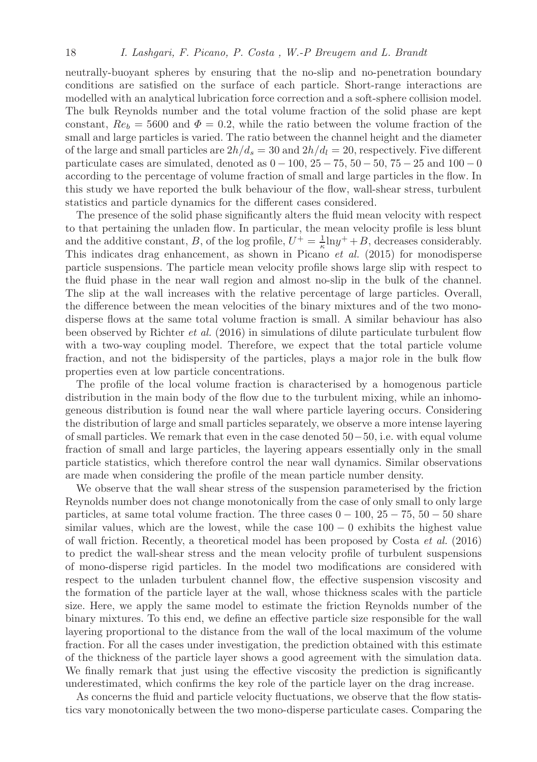neutrally-buoyant spheres by ensuring that the no-slip and no-penetration boundary conditions are satisfied on the surface of each particle. Short-range interactions are modelled with an analytical lubrication force correction and a soft-sphere collision model. The bulk Reynolds number and the total volume fraction of the solid phase are kept constant, $Re_b = 5600$ and $\Phi = 0.2$, while the ratio between the volume fraction of the small and large particles is varied. The ratio between the channel height and the diameter of the large and small particles are $2h/d_s = 30$ and $2h/d_l = 20$, respectively. Five different particulate cases are simulated, denoted as $0-100$, $25-75$, $50-50$, $75-25$ and $100-0$ according to the percentage of volume fraction of small and large particles in the flow. In this study we have reported the bulk behaviour of the flow, wall-shear stress, turbulent statistics and particle dynamics for the different cases considered.

The presence of the solid phase significantly alters the fluid mean velocity with respect to that pertaining the unladen flow. In particular, the mean velocity profile is less blunt and the additive constant, $B$, of the log profile, $U^+ = \frac{1}{\kappa}\ln y^+ + B$, decreases considerably. This indicates drag enhancement, as shown in Picano *et al.* (2015) for monodisperse particle suspensions. The particle mean velocity profile shows large slip with respect to the fluid phase in the near wall region and almost no-slip in the bulk of the channel. The slip at the wall increases with the relative percentage of large particles. Overall, the difference between the mean velocities of the binary mixtures and of the two mono-disperse flows at the same total volume fraction is small. A similar behaviour has also been observed by Richter *et al.* (2016) in simulations of dilute particulate turbulent flow with a two-way coupling model. Therefore, we expect that the total particle volume fraction, and not the bidispersity of the particles, plays a major role in the bulk flow properties even at low particle concentrations.

The profile of the local volume fraction is characterised by a homogenous particle distribution in the main body of the flow due to the turbulent mixing, while an inhomogeneous distribution is found near the wall where particle layering occurs. Considering the distribution of large and small particles separately, we observe a more intense layering of small particles. We remark that even in the case denoted $50-50$, i.e. with equal volume fraction of small and large particles, the layering appears essentially only in the small particle statistics, which therefore control the near wall dynamics. Similar observations are made when considering the profile of the mean particle number density.

We observe that the wall shear stress of the suspension parameterised by the friction Reynolds number does not change monotonically from the case of only small to only large particles, at same total volume fraction. The three cases $0-100$, $25-75$, $50-50$ share similar values, which are the lowest, while the case $100-0$ exhibits the highest value of wall friction. Recently, a theoretical model has been proposed by Costa *et al.* (2016) to predict the wall-shear stress and the mean velocity profile of turbulent suspensions of mono-disperse rigid particles. In the model two modifications are considered with respect to the unladen turbulent channel flow, the effective suspension viscosity and the formation of the particle layer at the wall, whose thickness scales with the particle size. Here, we apply the same model to estimate the friction Reynolds number of the binary mixtures. To this end, we define an effective particle size responsible for the wall layering proportional to the distance from the wall of the local maximum of the volume fraction. For all the cases under investigation, the prediction obtained with this estimate of the thickness of the particle layer shows a good agreement with the simulation data. We finally remark that just using the effective viscosity the prediction is significantly underestimated, which confirms the key role of the particle layer on the drag increase.

As concerns the fluid and particle velocity fluctuations, we observe that the flow statistics vary monotonically between the two mono-disperse particulate cases. Comparing the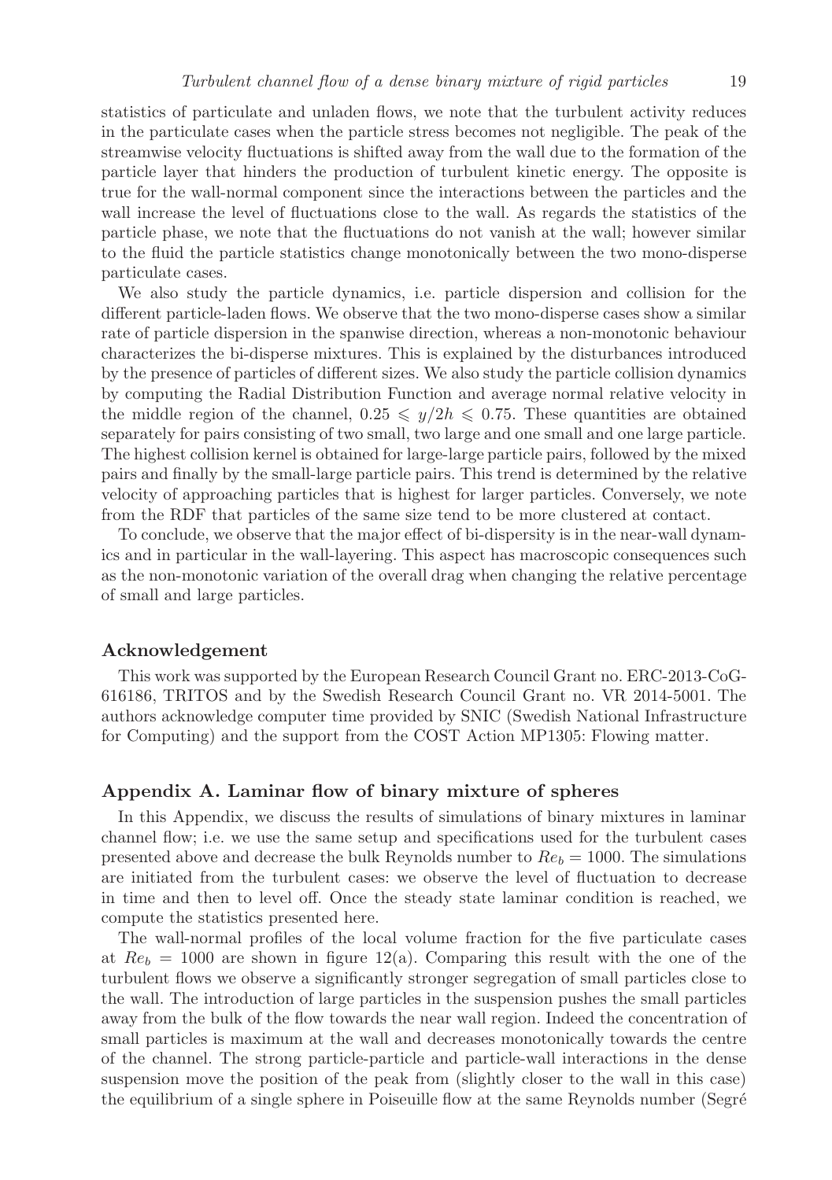statistics of particulate and unladen flows, we note that the turbulent activity reduces in the particulate cases when the particle stress becomes not negligible. The peak of the streamwise velocity fluctuations is shifted away from the wall due to the formation of the particle layer that hinders the production of turbulent kinetic energy. The opposite is true for the wall-normal component since the interactions between the particles and the wall increase the level of fluctuations close to the wall. As regards the statistics of the particle phase, we note that the fluctuations do not vanish at the wall; however similar to the fluid the particle statistics change monotonically between the two mono-disperse particulate cases.

We also study the particle dynamics, i.e. particle dispersion and collision for the different particle-laden flows. We observe that the two mono-disperse cases show a similar rate of particle dispersion in the spanwise direction, whereas a non-monotonic behaviour characterizes the bi-disperse mixtures. This is explained by the disturbances introduced by the presence of particles of different sizes. We also study the particle collision dynamics by computing the Radial Distribution Function and average normal relative velocity in the middle region of the channel, $0.25 \leqslant y/2h \leqslant 0.75$. These quantities are obtained separately for pairs consisting of two small, two large and one small and one large particle. The highest collision kernel is obtained for large-large particle pairs, followed by the mixed pairs and finally by the small-large particle pairs. This trend is determined by the relative velocity of approaching particles that is highest for larger particles. Conversely, we note from the RDF that particles of the same size tend to be more clustered at contact.

To conclude, we observe that the major effect of bi-dispersity is in the near-wall dynamics and in particular in the wall-layering. This aspect has macroscopic consequences such as the non-monotonic variation of the overall drag when changing the relative percentage of small and large particles.

## Acknowledgement

This work was supported by the European Research Council Grant no. ERC-2013-CoG-616186, TRITOS and by the Swedish Research Council Grant no. VR 2014-5001. The authors acknowledge computer time provided by SNIC (Swedish National Infrastructure for Computing) and the support from the COST Action MP1305: Flowing matter.

## Appendix A. Laminar flow of binary mixture of spheres

In this Appendix, we discuss the results of simulations of binary mixtures in laminar channel flow; i.e. we use the same setup and specifications used for the turbulent cases presented above and decrease the bulk Reynolds number to $Re_b = 1000$. The simulations are initiated from the turbulent cases: we observe the level of fluctuation to decrease in time and then to level off. Once the steady state laminar condition is reached, we compute the statistics presented here.

The wall-normal profiles of the local volume fraction for the five particulate cases at $Re_b = 1000$ are shown in figure 12(a). Comparing this result with the one of the turbulent flows we observe a significantly stronger segregation of small particles close to the wall. The introduction of large particles in the suspension pushes the small particles away from the bulk of the flow towards the near wall region. Indeed the concentration of small particles is maximum at the wall and decreases monotonically towards the centre of the channel. The strong particle-particle and particle-wall interactions in the dense suspension move the position of the peak from (slightly closer to the wall in this case) the equilibrium of a single sphere in Poiseuille flow at the same Reynolds number (Segré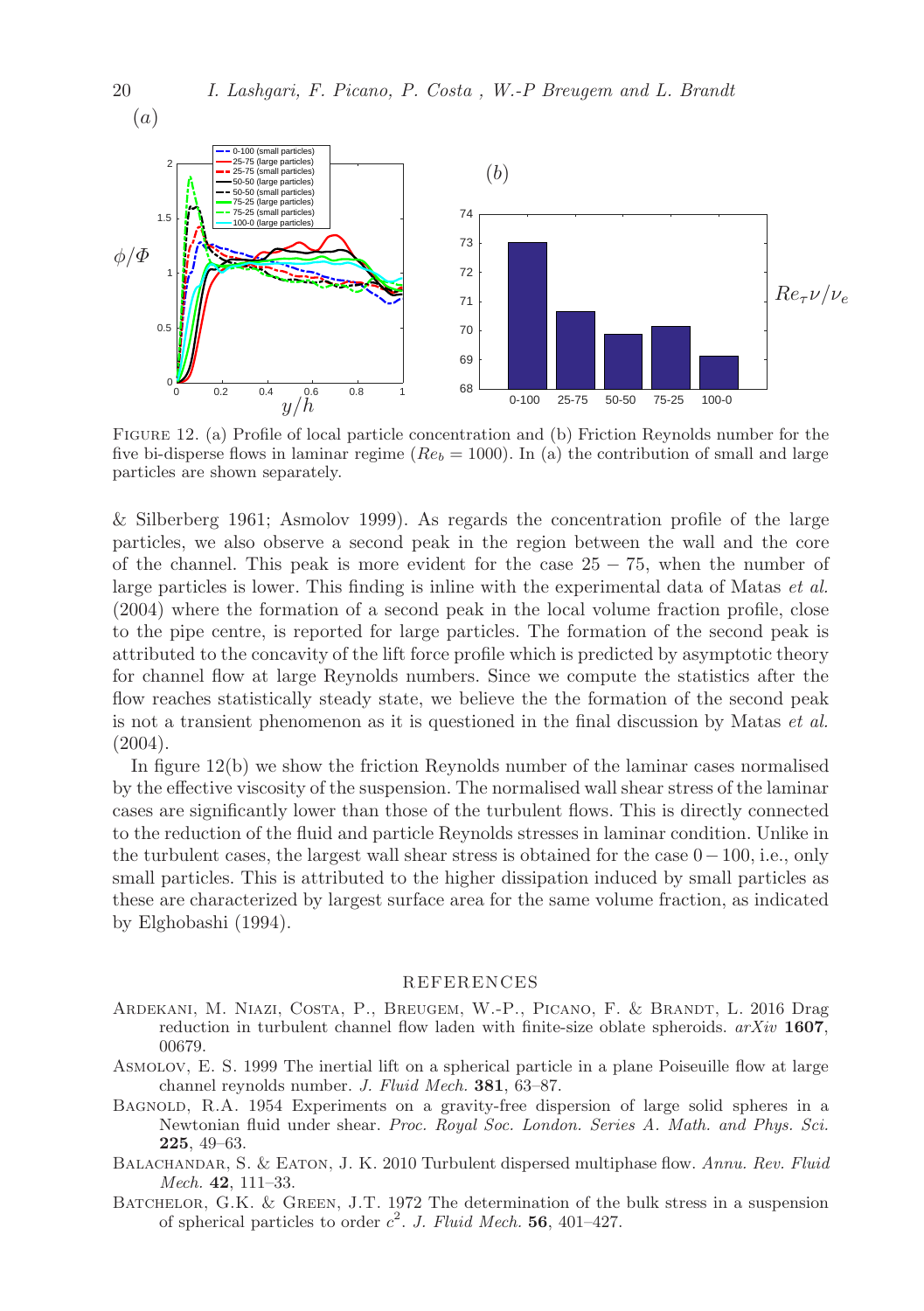FIGURE 12. (a) Profile of local particle concentration and (b) Friction Reynolds number for the five bi-disperse flows in laminar regime ($Re_b = 1000$). In (a) the contribution of small and large particles are shown separately.

& Silberberg 1961; Asmolov 1999). As regards the concentration profile of the large particles, we also observe a second peak in the region between the wall and the core of the channel. This peak is more evident for the case $25-75$, when the number of large particles is lower. This finding is inline with the experimental data of Matas *et al.* (2004) where the formation of a second peak in the local volume fraction profile, close to the pipe centre, is reported for large particles. The formation of the second peak is attributed to the concavity of the lift force profile which is predicted by asymptotic theory for channel flow at large Reynolds numbers. Since we compute the statistics after the flow reaches statistically steady state, we believe the the formation of the second peak is not a transient phenomenon as it is questioned in the final discussion by Matas *et al.* (2004).

In figure 12(b) we show the friction Reynolds number of the laminar cases normalised by the effective viscosity of the suspension. The normalised wall shear stress of the laminar cases are significantly lower than those of the turbulent flows. This is directly connected to the reduction of the fluid and particle Reynolds stresses in laminar condition. Unlike in the turbulent cases, the largest wall shear stress is obtained for the case $0-100$, i.e., only small particles. This is attributed to the higher dissipation induced by small particles as these are characterized by largest surface area for the same volume fraction, as indicated by Elghobashi (1994).

## REFERENCES

Ardekani, M. Niazi, Costa, P., Breugem, W.-P., Picano, F. & Brandt, L. 2016 Drag reduction in turbulent channel flow laden with finite-size oblate spheroids. *arXiv* **1607**, 00679.

Asmolov, E. S. 1999 The inertial lift on a spherical particle in a plane Poiseuille flow at large channel reynolds number. *J. Fluid Mech.* **381**, 63–87.

Bagnold, R.A. 1954 Experiments on a gravity-free dispersion of large solid spheres in a Newtonian fluid under shear. *Proc. Royal Soc. London. Series A. Math. and Phys. Sci.* **225**, 49–63.

Balachandar, S. & Eaton, J. K. 2010 Turbulent dispersed multiphase flow. *Annu. Rev. Fluid Mech.* **42**, 111–33.

Batchelor, G.K. & Green, J.T. 1972 The determination of the bulk stress in a suspension of spherical particles to order $c^2$. *J. Fluid Mech.* **56**, 401–427.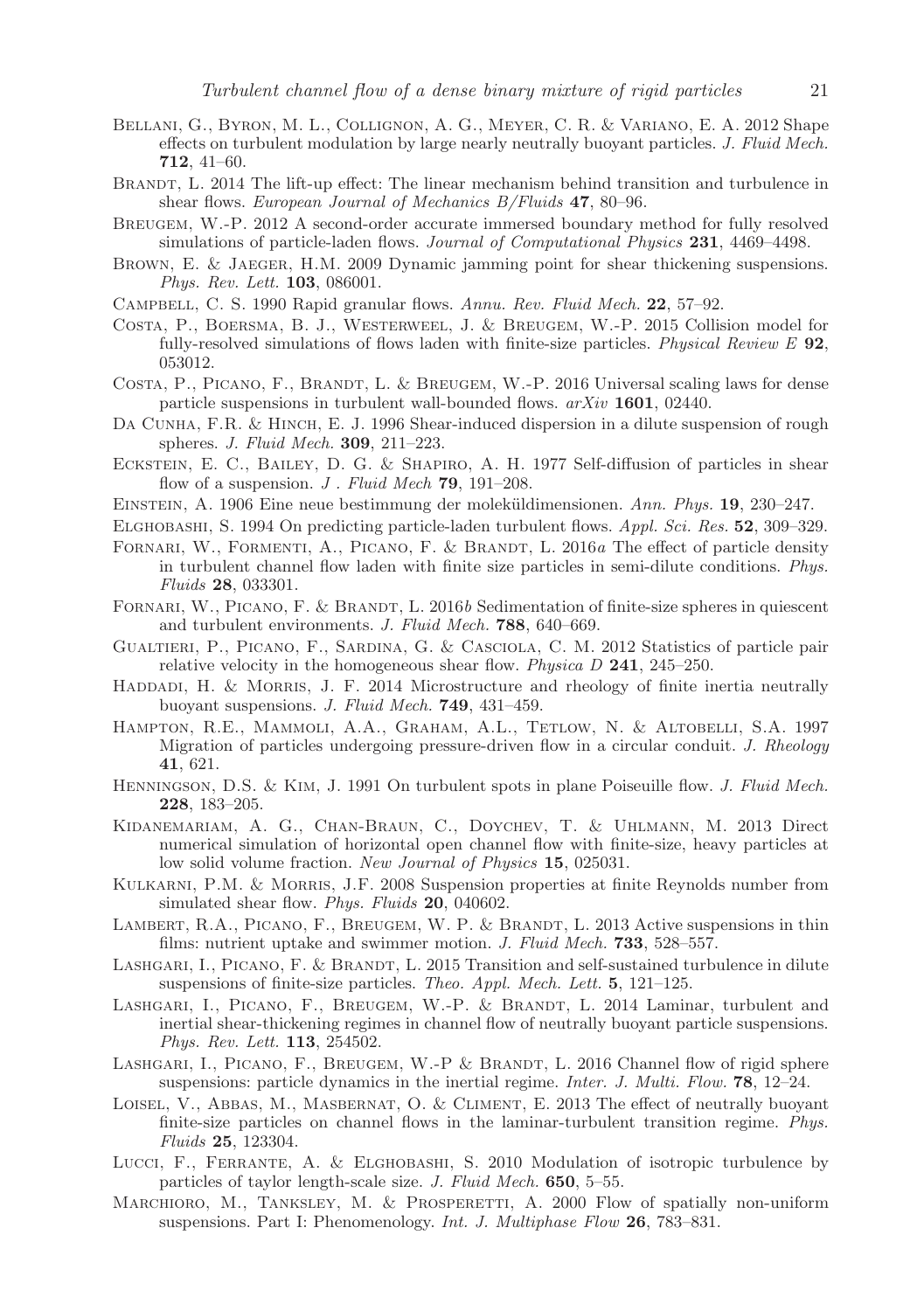Bellani, G., Byron, M. L., Collignon, A. G., Meyer, C. R. & Variano, E. A. 2012 Shape effects on turbulent modulation by large nearly neutrally buoyant particles. *J. Fluid Mech.* **712**, 41–60.

Brandt, L. 2014 The lift-up effect: The linear mechanism behind transition and turbulence in shear flows. *European Journal of Mechanics B/Fluids* **47**, 80–96.

Breugem, W.-P. 2012 A second-order accurate immersed boundary method for fully resolved simulations of particle-laden flows. *Journal of Computational Physics* **231**, 4469–4498.

Brown, E. & Jaeger, H.M. 2009 Dynamic jamming point for shear thickening suspensions. *Phys. Rev. Lett.* **103**, 086001.

Campbell, C. S. 1990 Rapid granular flows. *Annu. Rev. Fluid Mech.* **22**, 57–92.

Costa, P., Boersma, B. J., Westerweel, J. & Breugem, W.-P. 2015 Collision model for fully-resolved simulations of flows laden with finite-size particles. *Physical Review E* **92**, 053012.

Costa, P., Picano, F., Brandt, L. & Breugem, W.-P. 2016 Universal scaling laws for dense particle suspensions in turbulent wall-bounded flows. *arXiv* **1601**, 02440.

Da Cunha, F.R. & Hinch, E. J. 1996 Shear-induced dispersion in a dilute suspension of rough spheres. *J. Fluid Mech.* **309**, 211–223.

Eckstein, E. C., Bailey, D. G. & Shapiro, A. H. 1977 Self-diffusion of particles in shear flow of a suspension. *J . Fluid Mech* **79**, 191–208.

Einstein, A. 1906 Eine neue bestimmung der moleküldimensionen. *Ann. Phys.* **19**, 230–247.

Elghobashi, S. 1994 On predicting particle-laden turbulent flows. *Appl. Sci. Res.* **52**, 309–329.

Fornari, W., Formenti, A., Picano, F. & Brandt, L. 2016*a* The effect of particle density in turbulent channel flow laden with finite size particles in semi-dilute conditions. *Phys. Fluids* **28**, 033301.

Fornari, W., Picano, F. & Brandt, L. 2016*b* Sedimentation of finite-size spheres in quiescent and turbulent environments. *J. Fluid Mech.* **788**, 640–669.

Gualtieri, P., Picano, F., Sardina, G. & Casciola, C. M. 2012 Statistics of particle pair relative velocity in the homogeneous shear flow. *Physica D* **241**, 245–250.

Haddadi, H. & Morris, J. F. 2014 Microstructure and rheology of finite inertia neutrally buoyant suspensions. *J. Fluid Mech.* **749**, 431–459.

Hampton, R.E., Mammoli, A.A., Graham, A.L., Tetlow, N. & Altobelli, S.A. 1997 Migration of particles undergoing pressure-driven flow in a circular conduit. *J. Rheology* **41**, 621.

Henningson, D.S. & Kim, J. 1991 On turbulent spots in plane Poiseuille flow. *J. Fluid Mech.* **228**, 183–205.

Kidanemariam, A. G., Chan-Braun, C., Doychev, T. & Uhlmann, M. 2013 Direct numerical simulation of horizontal open channel flow with finite-size, heavy particles at low solid volume fraction. *New Journal of Physics* **15**, 025031.

Kulkarni, P.M. & Morris, J.F. 2008 Suspension properties at finite Reynolds number from simulated shear flow. *Phys. Fluids* **20**, 040602.

Lambert, R.A., Picano, F., Breugem, W. P. & Brandt, L. 2013 Active suspensions in thin films: nutrient uptake and swimmer motion. *J. Fluid Mech.* **733**, 528–557.

Lashgari, I., Picano, F. & Brandt, L. 2015 Transition and self-sustained turbulence in dilute suspensions of finite-size particles. *Theo. Appl. Mech. Lett.* **5**, 121–125.

Lashgari, I., Picano, F., Breugem, W.-P. & Brandt, L. 2014 Laminar, turbulent and inertial shear-thickening regimes in channel flow of neutrally buoyant particle suspensions. *Phys. Rev. Lett.* **113**, 254502.

Lashgari, I., Picano, F., Breugem, W.-P & Brandt, L. 2016 Channel flow of rigid sphere suspensions: particle dynamics in the inertial regime. *Inter. J. Multi. Flow.* **78**, 12–24.

Loisel, V., Abbas, M., Masbernat, O. & Climent, E. 2013 The effect of neutrally buoyant finite-size particles on channel flows in the laminar-turbulent transition regime. *Phys. Fluids* **25**, 123304.

Lucci, F., Ferrante, A. & Elghobashi, S. 2010 Modulation of isotropic turbulence by particles of taylor length-scale size. *J. Fluid Mech.* **650**, 5–55.

Marchioro, M., Tanksley, M. & Prosperetti, A. 2000 Flow of spatially non-uniform suspensions. Part I: Phenomenology. *Int. J. Multiphase Flow* **26**, 783–831.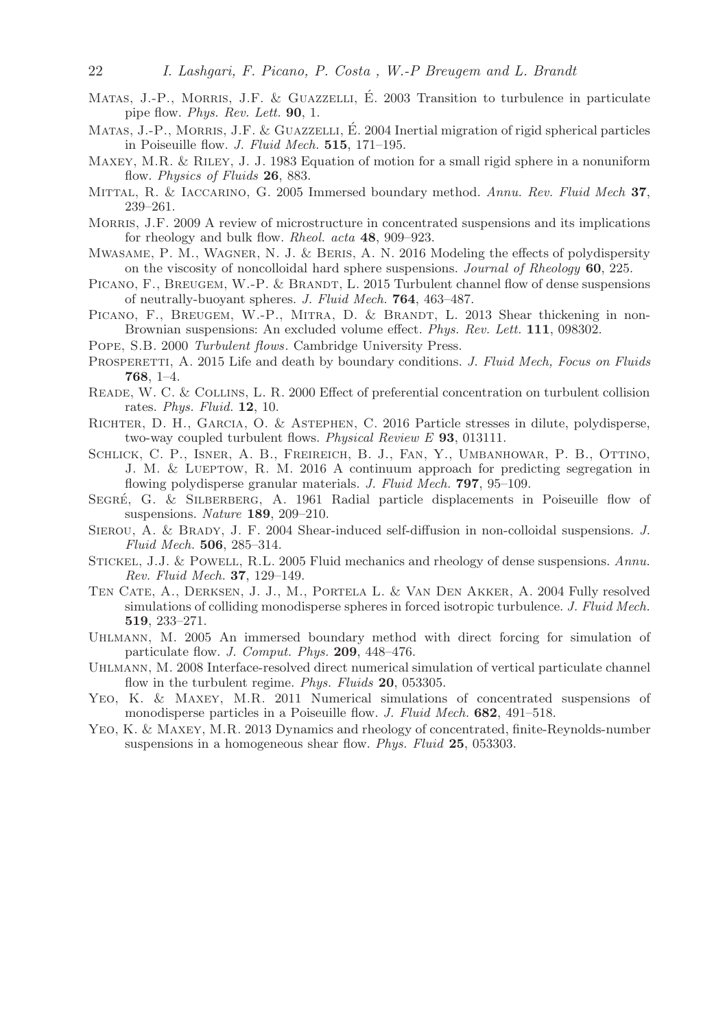Matas, J.-P., Morris, J.F. & Guazzelli, É. 2003 Transition to turbulence in particulate pipe flow. *Phys. Rev. Lett.* **90**, 1.

Matas, J.-P., Morris, J.F. & Guazzelli, É. 2004 Inertial migration of rigid spherical particles in Poiseuille flow. *J. Fluid Mech.* **515**, 171–195.

Maxey, M.R. & Riley, J. J. 1983 Equation of motion for a small rigid sphere in a nonuniform flow. *Physics of Fluids* **26**, 883.

Mittal, R. & Iaccarino, G. 2005 Immersed boundary method. *Annu. Rev. Fluid Mech* **37**, 239–261.

Morris, J.F. 2009 A review of microstructure in concentrated suspensions and its implications for rheology and bulk flow. *Rheol. acta* **48**, 909–923.

Mwasame, P. M., Wagner, N. J. & Beris, A. N. 2016 Modeling the effects of polydispersity on the viscosity of noncolloidal hard sphere suspensions. *Journal of Rheology* **60**, 225.

Picano, F., Breugem, W.-P. & Brandt, L. 2015 Turbulent channel flow of dense suspensions of neutrally-buoyant spheres. *J. Fluid Mech.* **764**, 463–487.

Picano, F., Breugem, W.-P., Mitra, D. & Brandt, L. 2013 Shear thickening in non-Brownian suspensions: An excluded volume effect. *Phys. Rev. Lett.* **111**, 098302.

Pope, S.B. 2000 *Turbulent flows*. Cambridge University Press.

Prosperetti, A. 2015 Life and death by boundary conditions. *J. Fluid Mech, Focus on Fluids* **768**, 1–4.

Reade, W. C. & Collins, L. R. 2000 Effect of preferential concentration on turbulent collision rates. *Phys. Fluid.* **12**, 10.

Richter, D. H., Garcia, O. & Astephen, C. 2016 Particle stresses in dilute, polydisperse, two-way coupled turbulent flows. *Physical Review E* **93**, 013111.

Schlick, C. P., Isner, A. B., Freireich, B. J., Fan, Y., Umbanhowar, P. B., Ottino, J. M. & Lueptow, R. M. 2016 A continuum approach for predicting segregation in flowing polydisperse granular materials. *J. Fluid Mech.* **797**, 95–109.

Segré, G. & Silberberg, A. 1961 Radial particle displacements in Poiseuille flow of suspensions. *Nature* **189**, 209–210.

Sierou, A. & Brady, J. F. 2004 Shear-induced self-diffusion in non-colloidal suspensions. *J. Fluid Mech.* **506**, 285–314.

Stickel, J.J. & Powell, R.L. 2005 Fluid mechanics and rheology of dense suspensions. *Annu. Rev. Fluid Mech.* **37**, 129–149.

Ten Cate, A., Derksen, J. J., M., Portela L. & Van Den Akker, A. 2004 Fully resolved simulations of colliding monodisperse spheres in forced isotropic turbulence. *J. Fluid Mech.* **519**, 233–271.

Uhlmann, M. 2005 An immersed boundary method with direct forcing for simulation of particulate flow. *J. Comput. Phys.* **209**, 448–476.

Uhlmann, M. 2008 Interface-resolved direct numerical simulation of vertical particulate channel flow in the turbulent regime. *Phys. Fluids* **20**, 053305.

Yeo, K. & Maxey, M.R. 2011 Numerical simulations of concentrated suspensions of monodisperse particles in a Poiseuille flow. *J. Fluid Mech.* **682**, 491–518.

Yeo, K. & Maxey, M.R. 2013 Dynamics and rheology of concentrated, finite-Reynolds-number suspensions in a homogeneous shear flow. *Phys. Fluid* **25**, 053303.